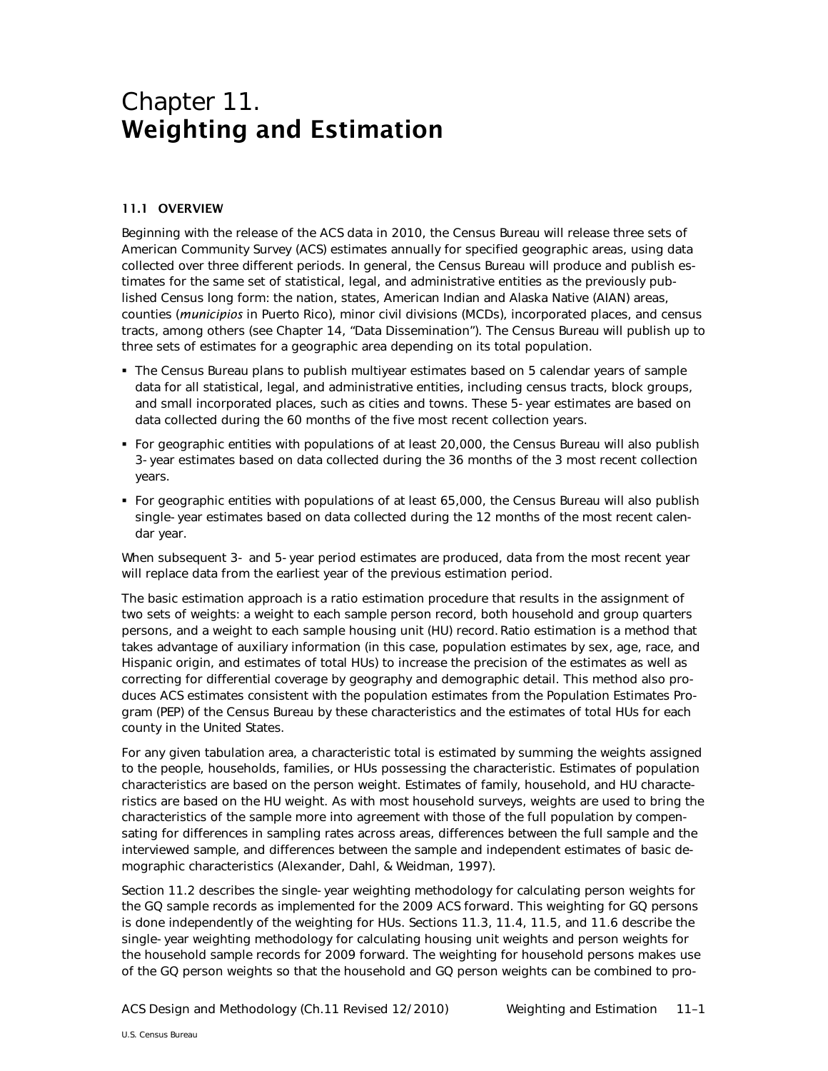# Chapter 11. Weighting and Estimation

## 11.1 OVERVIEW

Beginning with the release of the ACS data in 2010, the Census Bureau will release three sets of American Community Survey (ACS) estimates annually for specified geographic areas, using data collected over three different periods. In general, the Census Bureau will produce and publish estimates for the same set of statistical, legal, and administrative entities as the previously published Census long form: the nation, states, American Indian and Alaska Native (AIAN) areas, counties (*municipios* in Puerto Rico), minor civil divisions (MCDs), incorporated places, and census tracts, among others (see Chapter 14, "Data Dissemination"). The Census Bureau will publish up to three sets of estimates for a geographic area depending on its total population.

- The Census Bureau plans to publish multiyear estimates based on 5 calendar years of sample data for all statistical, legal, and administrative entities, including census tracts, block groups, and small incorporated places, such as cities and towns. These 5-year estimates are based on data collected during the 60 months of the five most recent collection years.
- For geographic entities with populations of at least 20,000, the Census Bureau will also publish 3-year estimates based on data collected during the 36 months of the 3 most recent collection years.
- For geographic entities with populations of at least 65,000, the Census Bureau will also publish single-year estimates based on data collected during the 12 months of the most recent calendar year.

When subsequent 3- and 5-year period estimates are produced, data from the most recent year will replace data from the earliest year of the previous estimation period.

The basic estimation approach is a ratio estimation procedure that results in the assignment of two sets of weights: a weight to each sample person record, both household and group quarters persons, and a weight to each sample housing unit (HU) record. Ratio estimation is a method that takes advantage of auxiliary information (in this case, population estimates by sex, age, race, and Hispanic origin, and estimates of total HUs) to increase the precision of the estimates as well as correcting for differential coverage by geography and demographic detail. This method also produces ACS estimates consistent with the population estimates from the Population Estimates Program (PEP) of the Census Bureau by these characteristics and the estimates of total HUs for each county in the United States.

For any given tabulation area, a characteristic total is estimated by summing the weights assigned to the people, households, families, or HUs possessing the characteristic. Estimates of population characteristics are based on the person weight. Estimates of family, household, and HU characteristics are based on the HU weight. As with most household surveys, weights are used to bring the characteristics of the sample more into agreement with those of the full population by compensating for differences in sampling rates across areas, differences between the full sample and the interviewed sample, and differences between the sample and independent estimates of basic demographic characteristics (Alexander, Dahl, & Weidman, 1997).

Section 11.2 describes the single-year weighting methodology for calculating person weights for the GQ sample records as implemented for the 2009 ACS forward. This weighting for GQ persons is done independently of the weighting for HUs. Sections 11.3, 11.4, 11.5, and 11.6 describe the single-year weighting methodology for calculating housing unit weights and person weights for the household sample records for 2009 forward. The weighting for household persons makes use of the GQ person weights so that the household and GQ person weights can be combined to pro-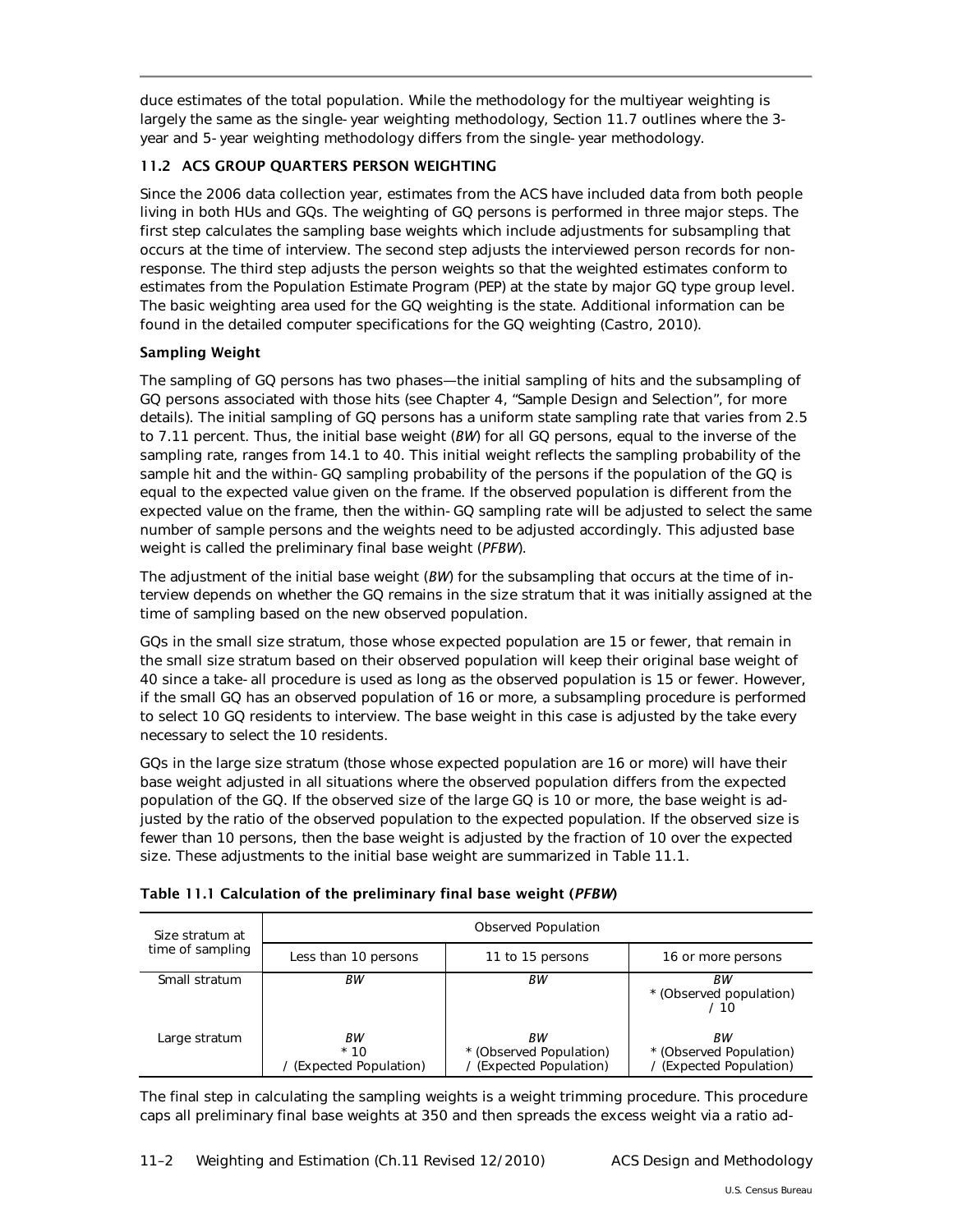duce estimates of the total population. While the methodology for the multiyear weighting is largely the same as the single-year weighting methodology, Section 11.7 outlines where the 3-year and 5-year weighting methodology differs from the single-year methodology.

## 11.2 ACS GROUP QUARTERS PERSON WEIGHTING

Since the 2006 data collection year, estimates from the ACS have included data from both people living in both HUs and GQs. The weighting of GQ persons is performed in three major steps. The first step calculates the sampling base weights which include adjustments for subsampling that occurs at the time of interview. The second step adjusts the interviewed person records for nonresponse. The third step adjusts the person weights so that the weighted estimates conform to estimates from the Population Estimate Program (PEP) at the state by major GQ type group level. The basic weighting area used for the GQ weighting is the state. Additional information can be found in the detailed computer specifications for the GQ weighting (Castro, 2010).

### Sampling Weight

The sampling of GQ persons has two phases—the initial sampling of hits and the subsampling of GQ persons associated with those hits (see Chapter 4, "Sample Design and Selection", for more details). The initial sampling of GQ persons has a uniform state sampling rate that varies from 2.5 to 7.11 percent. Thus, the initial base weight (*BW*) for all GQ persons, equal to the inverse of the sampling rate, ranges from 14.1 to 40. This initial weight reflects the sampling probability of the sample hit and the within-GQ sampling probability of the persons if the population of the GQ is equal to the expected value given on the frame. If the observed population is different from the expected value on the frame, then the within-GQ sampling rate will be adjusted to select the same number of sample persons and the weights need to be adjusted accordingly. This adjusted base weight is called the preliminary final base weight (*PFBW*).

The adjustment of the initial base weight (*BW*) for the subsampling that occurs at the time of interview depends on whether the GQ remains in the size stratum that it was initially assigned at the time of sampling based on the new observed population.

GQs in the small size stratum, those whose expected population are 15 or fewer, that remain in the small size stratum based on their observed population will keep their original base weight of 40 since a take-all procedure is used as long as the observed population is 15 or fewer. However, if the small GQ has an observed population of 16 or more, a subsampling procedure is performed to select 10 GQ residents to interview. The base weight in this case is adjusted by the take every necessary to select the 10 residents.

GQs in the large size stratum (those whose expected population are 16 or more) will have their base weight adjusted in all situations where the observed population differs from the expected population of the GQ. If the observed size of the large GQ is 10 or more, the base weight is adjusted by the ratio of the observed population to the expected population. If the observed size is fewer than 10 persons, then the base weight is adjusted by the fraction of 10 over the expected size. These adjustments to the initial base weight are summarized in Table 11.1.

**Table 11.1 Calculation of the preliminary final base weight (*PFBW*)**

| Size stratum at time of sampling | Observed Population | | |
|---|---|---|---|
| | Less than 10 persons | 11 to 15 persons | 16 or more persons |
| Small stratum | *BW* | *BW* | *BW* * (Observed population) / 10 |
| Large stratum | *BW* * 10 / (Expected Population) | *BW* * (Observed Population) / (Expected Population) | *BW* * (Observed Population) / (Expected Population) |

The final step in calculating the sampling weights is a weight trimming procedure. This procedure caps all preliminary final base weights at 350 and then spreads the excess weight via a ratio ad-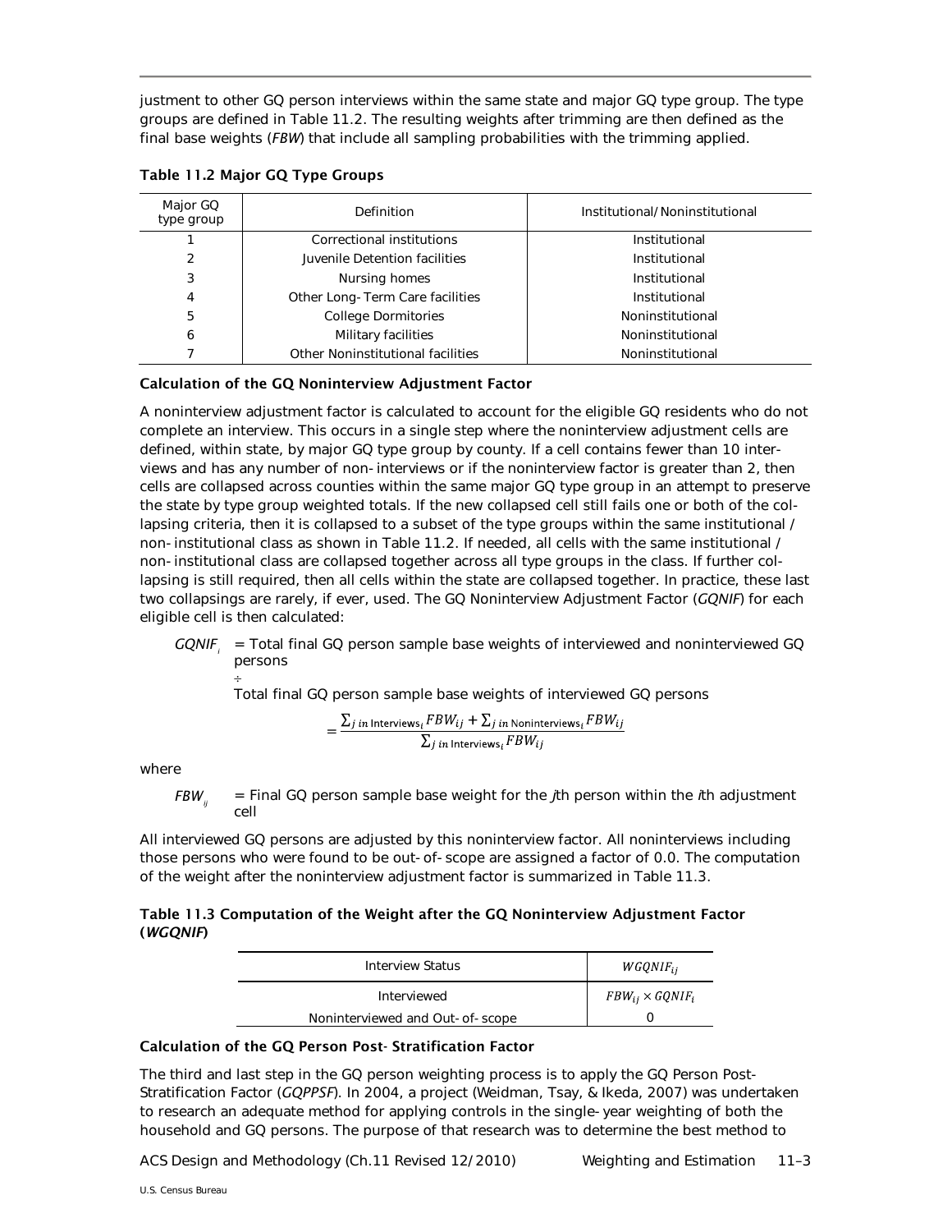justment to other GQ person interviews within the same state and major GQ type group. The type groups are defined in Table 11.2. The resulting weights after trimming are then defined as the final base weights (*FBW*) that include all sampling probabilities with the trimming applied.

**Table 11.2 Major GQ Type Groups**

| Major GQ type group | Definition | Institutional/Noninstitutional |
|---|---|---|
| 1 | Correctional institutions | Institutional |
| 2 | Juvenile Detention facilities | Institutional |
| 3 | Nursing homes | Institutional |
| 4 | Other Long-Term Care facilities | Institutional |
| 5 | College Dormitories | Noninstitutional |
| 6 | Military facilities | Noninstitutional |
| 7 | Other Noninstitutional facilities | Noninstitutional |

### Calculation of the GQ Noninterview Adjustment Factor

A noninterview adjustment factor is calculated to account for the eligible GQ residents who do not complete an interview. This occurs in a single step where the noninterview adjustment cells are defined, within state, by major GQ type group by county. If a cell contains fewer than 10 interviews and has any number of non-interviews or if the noninterview factor is greater than 2, then cells are collapsed across counties within the same major GQ type group in an attempt to preserve the state by type group weighted totals. If the new collapsed cell still fails one or both of the collapsing criteria, then it is collapsed to a subset of the type groups within the same institutional / non-institutional class as shown in Table 11.2. If needed, all cells with the same institutional / non-institutional class are collapsed together across all type groups in the class. If further collapsing is still required, then all cells within the state are collapsed together. In practice, these last two collapsings are rarely, if ever, used. The GQ Noninterview Adjustment Factor (*GQNIF*) for each eligible cell is then calculated:

$GQNIF_i$ = Total final GQ person sample base weights of interviewed and noninterviewed GQ persons

÷

Total final GQ person sample base weights of interviewed GQ persons

$$= \frac{\sum_{j \text{ in Interviews}_i} FBW_{ij} + \sum_{j \text{ in Noninterviews}_i} FBW_{ij}}{\sum_{j \text{ in Interviews}_i} FBW_{ij}}$$

where

$FBW_{ij}$ = Final GQ person sample base weight for the *j*th person within the *i*th adjustment cell

All interviewed GQ persons are adjusted by this noninterview factor. All noninterviews including those persons who were found to be out-of-scope are assigned a factor of 0.0. The computation of the weight after the noninterview adjustment factor is summarized in Table 11.3.

**Table 11.3 Computation of the Weight after the GQ Noninterview Adjustment Factor (*WGQNIF*)**

| Interview Status | $WGQNIF_{ij}$ |
|---|---|
| Interviewed | $FBW_{ij} \times GQNIF_i$ |
| Noninterviewed and Out-of-scope | 0 |

### Calculation of the GQ Person Post-Stratification Factor

The third and last step in the GQ person weighting process is to apply the GQ Person Post-Stratification Factor (*GQPPSF*). In 2004, a project (Weidman, Tsay, & Ikeda, 2007) was undertaken to research an adequate method for applying controls in the single-year weighting of both the household and GQ persons. The purpose of that research was to determine the best method to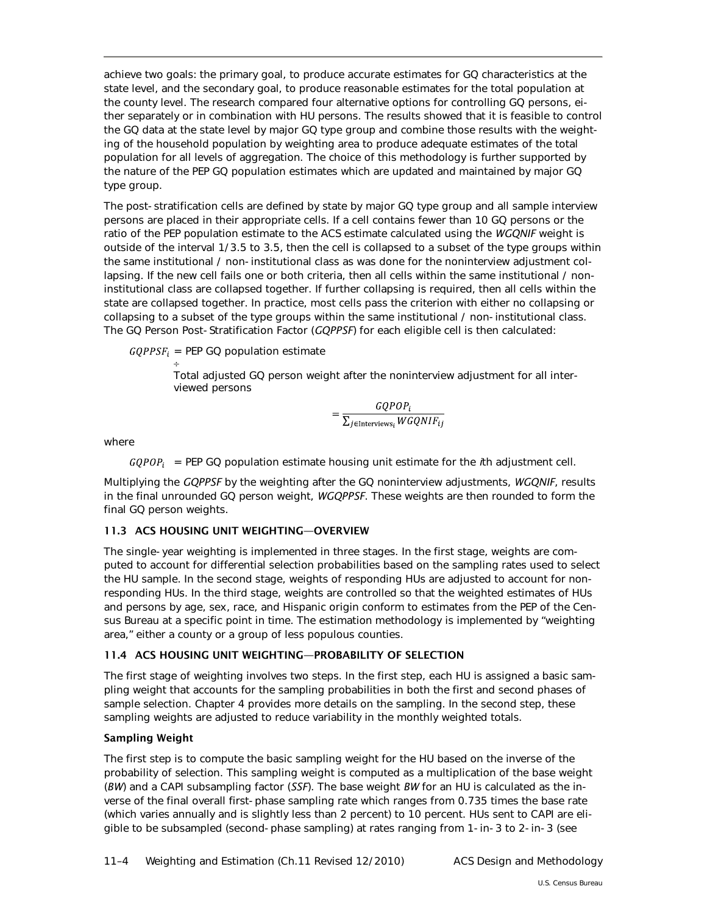achieve two goals: the primary goal, to produce accurate estimates for GQ characteristics at the state level, and the secondary goal, to produce reasonable estimates for the total population at the county level. The research compared four alternative options for controlling GQ persons, either separately or in combination with HU persons. The results showed that it is feasible to control the GQ data at the state level by major GQ type group and combine those results with the weighting of the household population by weighting area to produce adequate estimates of the total population for all levels of aggregation. The choice of this methodology is further supported by the nature of the PEP GQ population estimates which are updated and maintained by major GQ type group.

The post-stratification cells are defined by state by major GQ type group and all sample interview persons are placed in their appropriate cells. If a cell contains fewer than 10 GQ persons or the ratio of the PEP population estimate to the ACS estimate calculated using the *WGQNIF* weight is outside of the interval 1/3.5 to 3.5, then the cell is collapsed to a subset of the type groups within the same institutional / non-institutional class as was done for the noninterview adjustment collapsing. If the new cell fails one or both criteria, then all cells within the same institutional / non-institutional class are collapsed together. If further collapsing is required, then all cells within the state are collapsed together. In practice, most cells pass the criterion with either no collapsing or collapsing to a subset of the type groups within the same institutional / non-institutional class. The GQ Person Post-Stratification Factor (*GQPPSF*) for each eligible cell is then calculated:

$GQPPSF_i$ = PEP GQ population estimate

÷

Total adjusted GQ person weight after the noninterview adjustment for all interviewed persons

$$= \frac{GQPOP_i}{\sum_{j \in \text{Interviews}_i} WGQNIF_{ij}}$$

where

$GQPOP_i$ = PEP GQ population estimate housing unit estimate for the *i*th adjustment cell.

Multiplying the *GQPPSF* by the weighting after the GQ noninterview adjustments, *WGQNIF*, results in the final unrounded GQ person weight, *WGQPPSF*. These weights are then rounded to form the final GQ person weights.

## 11.3 ACS HOUSING UNIT WEIGHTING—OVERVIEW

The single-year weighting is implemented in three stages. In the first stage, weights are computed to account for differential selection probabilities based on the sampling rates used to select the HU sample. In the second stage, weights of responding HUs are adjusted to account for nonresponding HUs. In the third stage, weights are controlled so that the weighted estimates of HUs and persons by age, sex, race, and Hispanic origin conform to estimates from the PEP of the Census Bureau at a specific point in time. The estimation methodology is implemented by "weighting area," either a county or a group of less populous counties.

## 11.4 ACS HOUSING UNIT WEIGHTING—PROBABILITY OF SELECTION

The first stage of weighting involves two steps. In the first step, each HU is assigned a basic sampling weight that accounts for the sampling probabilities in both the first and second phases of sample selection. Chapter 4 provides more details on the sampling. In the second step, these sampling weights are adjusted to reduce variability in the monthly weighted totals.

### Sampling Weight

The first step is to compute the basic sampling weight for the HU based on the inverse of the probability of selection. This sampling weight is computed as a multiplication of the base weight (*BW*) and a CAPI subsampling factor (*SSF*). The base weight *BW* for an HU is calculated as the inverse of the final overall first-phase sampling rate which ranges from 0.735 times the base rate (which varies annually and is slightly less than 2 percent) to 10 percent. HUs sent to CAPI are eligible to be subsampled (second-phase sampling) at rates ranging from 1-in-3 to 2-in-3 (see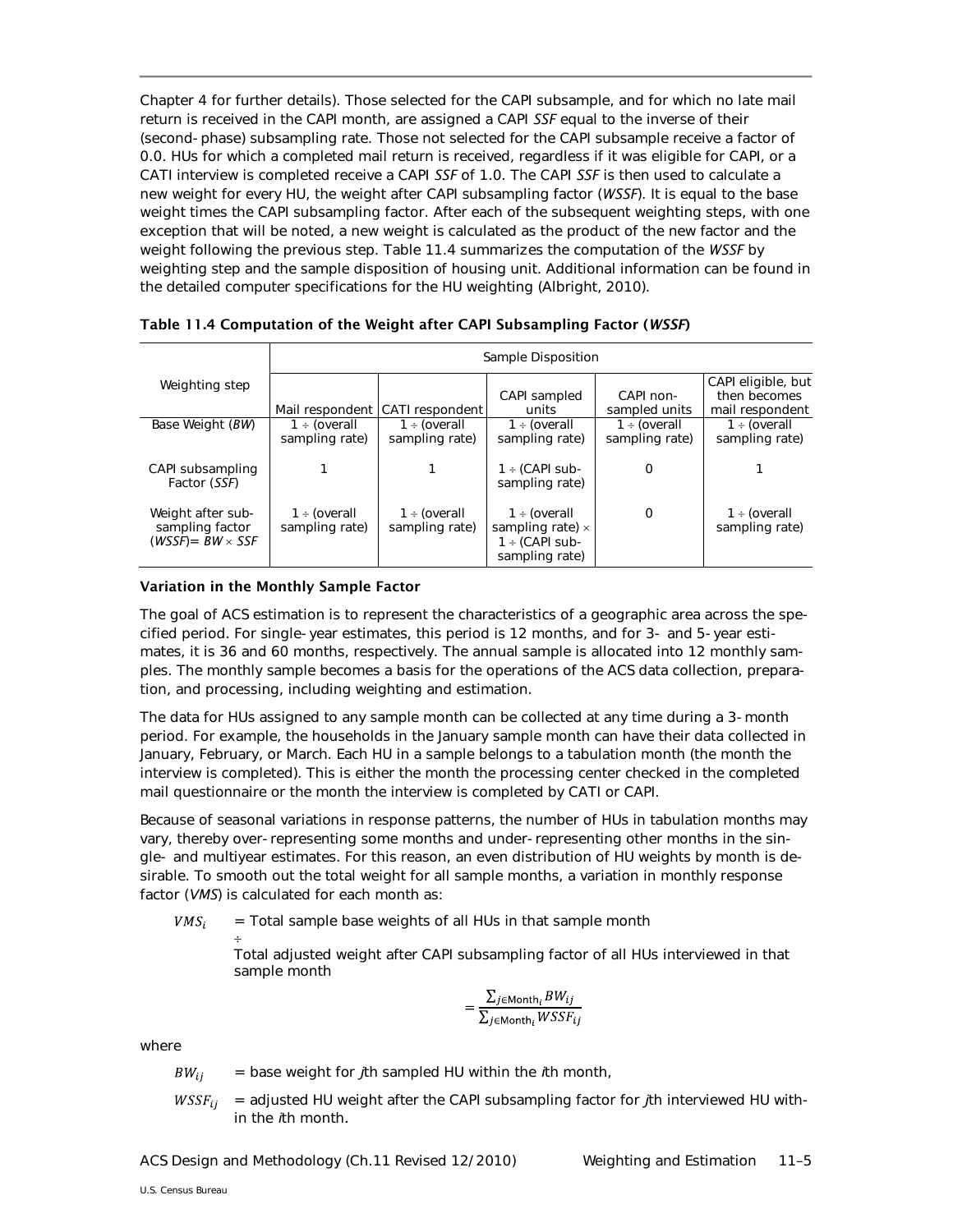Chapter 4 for further details). Those selected for the CAPI subsample, and for which no late mail return is received in the CAPI month, are assigned a CAPI *SSF* equal to the inverse of their (second-phase) subsampling rate. Those not selected for the CAPI subsample receive a factor of 0.0. HUs for which a completed mail return is received, regardless if it was eligible for CAPI, or a CATI interview is completed receive a CAPI *SSF* of 1.0. The CAPI *SSF* is then used to calculate a new weight for every HU, the weight after CAPI subsampling factor (*WSSF*). It is equal to the base weight times the CAPI subsampling factor. After each of the subsequent weighting steps, with one exception that will be noted, a new weight is calculated as the product of the new factor and the weight following the previous step. Table 11.4 summarizes the computation of the *WSSF* by weighting step and the sample disposition of housing unit. Additional information can be found in the detailed computer specifications for the HU weighting (Albright, 2010).

**Table 11.4 Computation of the Weight after CAPI Subsampling Factor (*WSSF*)**

| Weighting step | Sample Disposition | | | | |
|---|---|---|---|---|---|
| | Mail respondent | CATI respondent | CAPI sampled units | CAPI non-sampled units | CAPI eligible, but then becomes mail respondent |
| Base Weight (*BW*) | 1 ÷ (overall sampling rate) | 1 ÷ (overall sampling rate) | 1 ÷ (overall sampling rate) | 1 ÷ (overall sampling rate) | 1 ÷ (overall sampling rate) |
| CAPI subsampling Factor (*SSF*) | 1 | 1 | 1 ÷ (CAPI sub-sampling rate) | 0 | 1 |
| Weight after sub-sampling factor (*WSSF*)= *BW* × *SSF* | 1 ÷ (overall sampling rate) | 1 ÷ (overall sampling rate) | 1 ÷ (overall sampling rate) × 1 ÷ (CAPI sub-sampling rate) | 0 | 1 ÷ (overall sampling rate) |

**Variation in the Monthly Sample Factor**

The goal of ACS estimation is to represent the characteristics of a geographic area across the specified period. For single-year estimates, this period is 12 months, and for 3- and 5-year estimates, it is 36 and 60 months, respectively. The annual sample is allocated into 12 monthly samples. The monthly sample becomes a basis for the operations of the ACS data collection, preparation, and processing, including weighting and estimation.

The data for HUs assigned to any sample month can be collected at any time during a 3-month period. For example, the households in the January sample month can have their data collected in January, February, or March. Each HU in a sample belongs to a tabulation month (the month the interview is completed). This is either the month the processing center checked in the completed mail questionnaire or the month the interview is completed by CATI or CAPI.

Because of seasonal variations in response patterns, the number of HUs in tabulation months may vary, thereby over-representing some months and under-representing other months in the single- and multiyear estimates. For this reason, an even distribution of HU weights by month is desirable. To smooth out the total weight for all sample months, a variation in monthly response factor (*VMS*) is calculated for each month as:

$VMS_i$ = Total sample base weights of all HUs in that sample month ÷ Total adjusted weight after CAPI subsampling factor of all HUs interviewed in that sample month

$$= \frac{\sum_{j \in \text{Month}_i} BW_{ij}}{\sum_{j \in \text{Month}_i} WSSF_{ij}}$$

where

$BW_{ij}$ = base weight for *j*th sampled HU within the *i*th month,

$WSSF_{ij}$ = adjusted HU weight after the CAPI subsampling factor for *j*th interviewed HU within the *i*th month.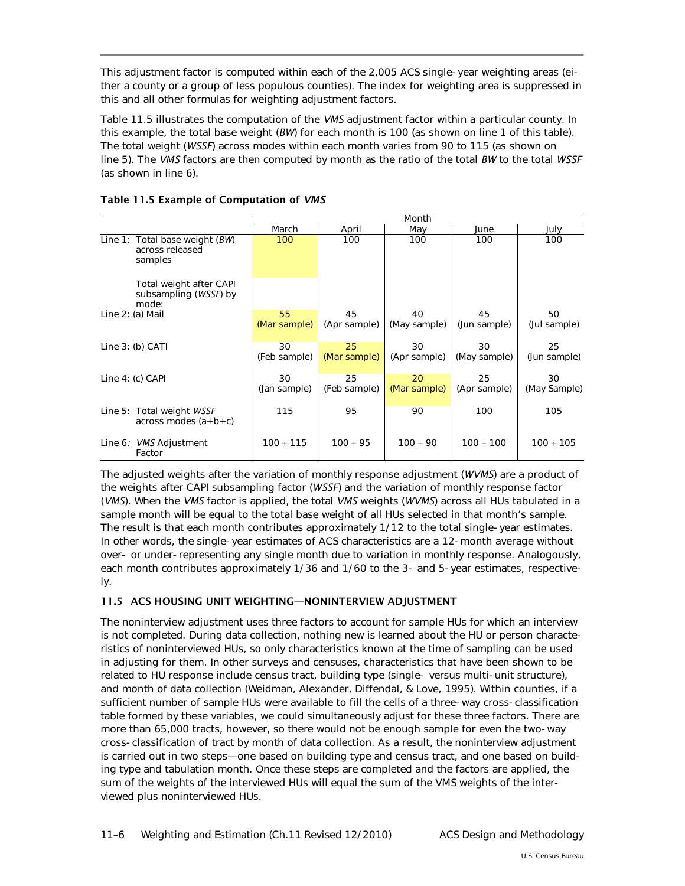This adjustment factor is computed within each of the 2,005 ACS single-year weighting areas (either a county or a group of less populous counties). The index for weighting area is suppressed in this and all other formulas for weighting adjustment factors.

Table 11.5 illustrates the computation of the *VMS* adjustment factor within a particular county. In this example, the total base weight (*BW*) for each month is 100 (as shown on line 1 of this table). The total weight (*WSSF*) across modes within each month varies from 90 to 115 (as shown on line 5). The *VMS* factors are then computed by month as the ratio of the total *BW* to the total *WSSF* (as shown in line 6).

**Table 11.5 Example of Computation of *VMS***

| | Month | | | | |
|---|---|---|---|---|---|
| | March | April | May | June | July |
| Line 1: Total base weight (*BW*) across released samples | 100 | 100 | 100 | 100 | 100 |
| Total weight after CAPI subsampling (*WSSF*) by mode: | | | | | |
| Line 2: (a) Mail | 55 (Mar sample) | 45 (Apr sample) | 40 (May sample) | 45 (Jun sample) | 50 (Jul sample) |
| Line 3: (b) CATI | 30 (Feb sample) | 25 (Mar sample) | 30 (Apr sample) | 30 (May sample) | 25 (Jun sample) |
| Line 4: (c) CAPI | 30 (Jan sample) | 25 (Feb sample) | 20 (Mar sample) | 25 (Apr sample) | 30 (May Sample) |
| Line 5: Total weight *WSSF* across modes (a+b+c) | 115 | 95 | 90 | 100 | 105 |
| Line 6: *VMS* Adjustment Factor | 100 ÷ 115 | 100 ÷ 95 | 100 ÷ 90 | 100 ÷ 100 | 100 ÷ 105 |

The adjusted weights after the variation of monthly response adjustment (*WVMS*) are a product of the weights after CAPI subsampling factor (*WSSF*) and the variation of monthly response factor (*VMS*). When the *VMS* factor is applied, the total *VMS* weights (*WVMS*) across all HUs tabulated in a sample month will be equal to the total base weight of all HUs selected in that month's sample. The result is that each month contributes approximately 1/12 to the total single-year estimates. In other words, the single-year estimates of ACS characteristics are a 12-month average without over- or under-representing any single month due to variation in monthly response. Analogously, each month contributes approximately 1/36 and 1/60 to the 3- and 5-year estimates, respectively.

### 11.5 ACS HOUSING UNIT WEIGHTING—NONINTERVIEW ADJUSTMENT

The noninterview adjustment uses three factors to account for sample HUs for which an interview is not completed. During data collection, nothing new is learned about the HU or person characteristics of noninterviewed HUs, so only characteristics known at the time of sampling can be used in adjusting for them. In other surveys and censuses, characteristics that have been shown to be related to HU response include census tract, building type (single- versus multi-unit structure), and month of data collection (Weidman, Alexander, Diffendal, & Love, 1995). Within counties, if a sufficient number of sample HUs were available to fill the cells of a three-way cross-classification table formed by these variables, we could simultaneously adjust for these three factors. There are more than 65,000 tracts, however, so there would not be enough sample for even the two-way cross-classification of tract by month of data collection. As a result, the noninterview adjustment is carried out in two steps—one based on building type and census tract, and one based on building type and tabulation month. Once these steps are completed and the factors are applied, the sum of the weights of the interviewed HUs will equal the sum of the VMS weights of the interviewed plus noninterviewed HUs.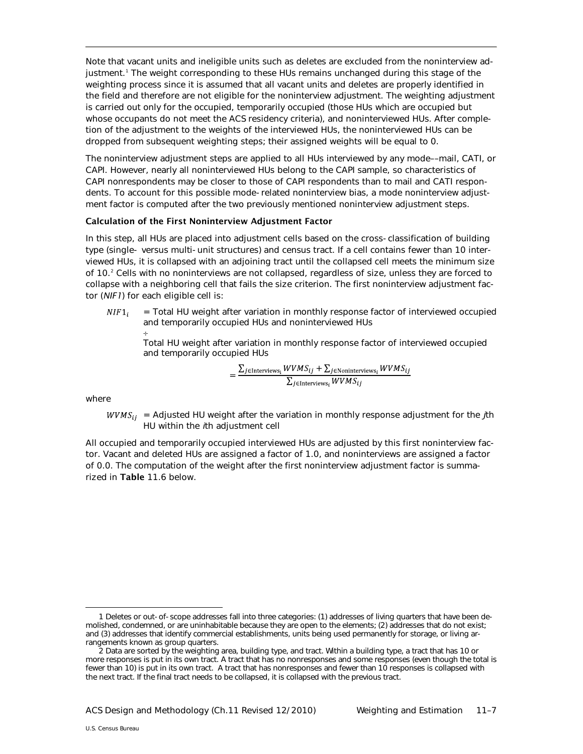Note that vacant units and ineligible units such as deletes are excluded from the noninterview adjustment.[1] The weight corresponding to these HUs remains unchanged during this stage of the weighting process since it is assumed that all vacant units and deletes are properly identified in the field and therefore are not eligible for the noninterview adjustment. The weighting adjustment is carried out only for the occupied, temporarily occupied (those HUs which are occupied but whose occupants do not meet the ACS residency criteria), and noninterviewed HUs. After completion of the adjustment to the weights of the interviewed HUs, the noninterviewed HUs can be dropped from subsequent weighting steps; their assigned weights will be equal to 0.

The noninterview adjustment steps are applied to all HUs interviewed by any mode––mail, CATI, or CAPI. However, nearly all noninterviewed HUs belong to the CAPI sample, so characteristics of CAPI nonrespondents may be closer to those of CAPI respondents than to mail and CATI respondents. To account for this possible mode-related noninterview bias, a mode noninterview adjustment factor is computed after the two previously mentioned noninterview adjustment steps.

### Calculation of the First Noninterview Adjustment Factor

In this step, all HUs are placed into adjustment cells based on the cross-classification of building type (single- versus multi-unit structures) and census tract. If a cell contains fewer than 10 interviewed HUs, it is collapsed with an adjoining tract until the collapsed cell meets the minimum size of 10.[2] Cells with no noninterviews are not collapsed, regardless of size, unless they are forced to collapse with a neighboring cell that fails the size criterion. The first noninterview adjustment factor (*NIF1*) for each eligible cell is:

$NIF1_i$ = Total HU weight after variation in monthly response factor of interviewed occupied and temporarily occupied HUs and noninterviewed HUs

÷

Total HU weight after variation in monthly response factor of interviewed occupied and temporarily occupied HUs

$$= \frac{\sum_{j \in \text{Interviews}_i} WVMS_{ij} + \sum_{j \in \text{Noninterviews}_i} WVMS_{ij}}{\sum_{j \in \text{Interviews}_i} WVMS_{ij}}$$

where

$WVMS_{ij}$ = Adjusted HU weight after the variation in monthly response adjustment for the *j*th HU within the *i*th adjustment cell

All occupied and temporarily occupied interviewed HUs are adjusted by this first noninterview factor. Vacant and deleted HUs are assigned a factor of 1.0, and noninterviews are assigned a factor of 0.0. The computation of the weight after the first noninterview adjustment factor is summarized in **Table** 11.6 below.

---

1 Deletes or out-of-scope addresses fall into three categories: (1) addresses of living quarters that have been demolished, condemned, or are uninhabitable because they are open to the elements; (2) addresses that do not exist; and (3) addresses that identify commercial establishments, units being used permanently for storage, or living arrangements known as group quarters.

2 Data are sorted by the weighting area, building type, and tract. Within a building type, a tract that has 10 or more responses is put in its own tract. A tract that has no nonresponses and some responses (even though the total is fewer than 10) is put in its own tract. A tract that has nonresponses and fewer than 10 responses is collapsed with the next tract. If the final tract needs to be collapsed, it is collapsed with the previous tract.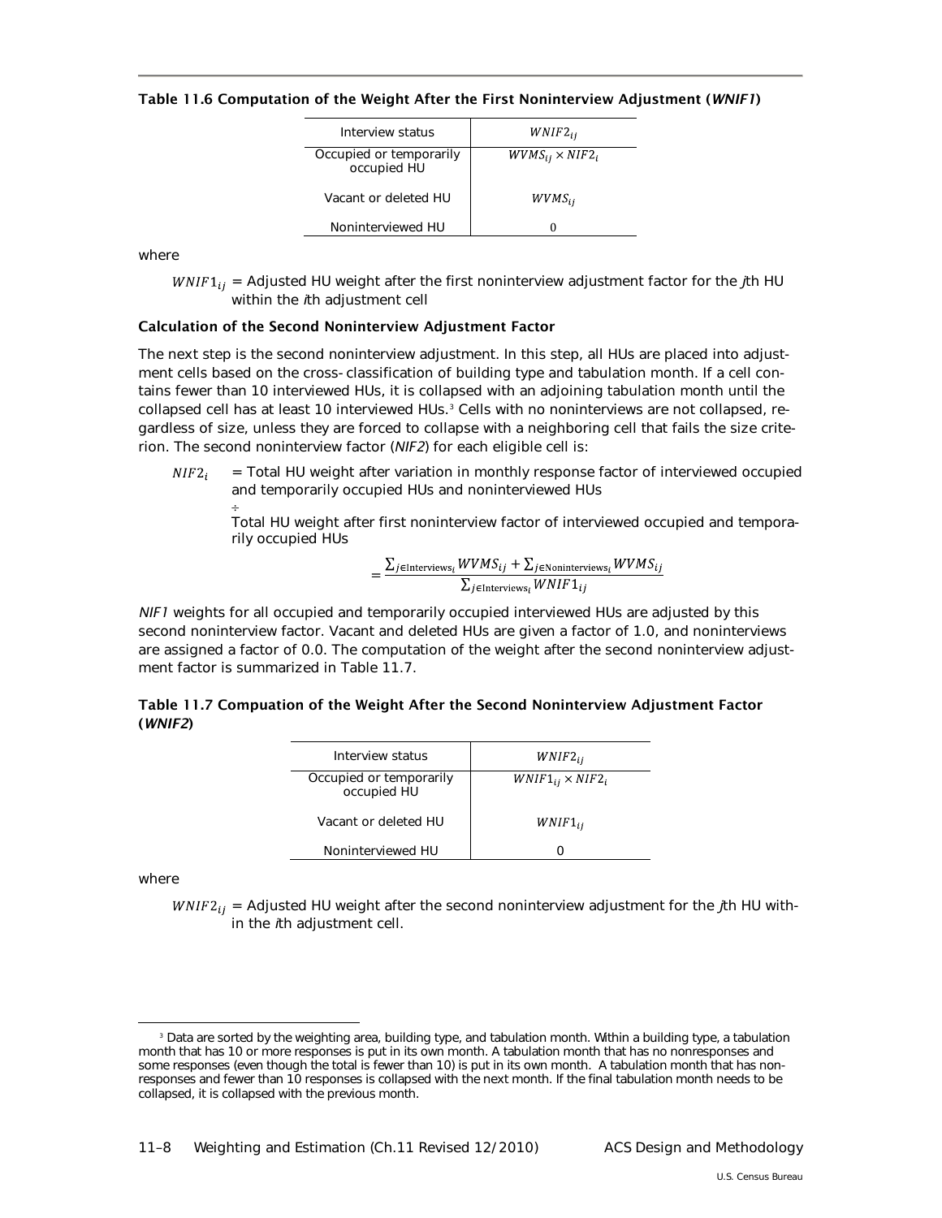**Table 11.6 Computation of the Weight After the First Noninterview Adjustment (*WNIF1*)**

| Interview status | $WNIF2_{ij}$ |
|---|---|
| Occupied or temporarily occupied HU | $WVMS_{ij} \times NIF2_i$ |
| Vacant or deleted HU | $WVMS_{ij}$ |
| Noninterviewed HU | 0 |

where

$WNIF1_{ij}$ = Adjusted HU weight after the first noninterview adjustment factor for the *j*th HU within the *i*th adjustment cell

### Calculation of the Second Noninterview Adjustment Factor

The next step is the second noninterview adjustment. In this step, all HUs are placed into adjustment cells based on the cross-classification of building type and tabulation month. If a cell contains fewer than 10 interviewed HUs, it is collapsed with an adjoining tabulation month until the collapsed cell has at least 10 interviewed HUs.[3] Cells with no noninterviews are not collapsed, regardless of size, unless they are forced to collapse with a neighboring cell that fails the size criterion. The second noninterview factor (*NIF2*) for each eligible cell is:

$NIF2_i$ = Total HU weight after variation in monthly response factor of interviewed occupied and temporarily occupied HUs and noninterviewed HUs

÷

Total HU weight after first noninterview factor of interviewed occupied and temporarily occupied HUs

$$= \frac{\sum_{j \in \text{Interviews}_i} WVMS_{ij} + \sum_{j \in \text{Noninterviews}_i} WVMS_{ij}}{\sum_{j \in \text{Interviews}_i} WNIF1_{ij}}$$

*NIF1* weights for all occupied and temporarily occupied interviewed HUs are adjusted by this second noninterview factor. Vacant and deleted HUs are given a factor of 1.0, and noninterviews are assigned a factor of 0.0. The computation of the weight after the second noninterview adjustment factor is summarized in Table 11.7.

**Table 11.7 Compuation of the Weight After the Second Noninterview Adjustment Factor (*WNIF2*)**

| Interview status | $WNIF2_{ij}$ |
|---|---|
| Occupied or temporarily occupied HU | $WNIF1_{ij} \times NIF2_i$ |
| Vacant or deleted HU | $WNIF1_{ij}$ |
| Noninterviewed HU | 0 |

where

$WNIF2_{ij}$ = Adjusted HU weight after the second noninterview adjustment for the *j*th HU within the *i*th adjustment cell.

[3] Data are sorted by the weighting area, building type, and tabulation month. Within a building type, a tabulation month that has 10 or more responses is put in its own month. A tabulation month that has no nonresponses and some responses (even though the total is fewer than 10) is put in its own month. A tabulation month that has nonresponses and fewer than 10 responses is collapsed with the next month. If the final tabulation month needs to be collapsed, it is collapsed with the previous month.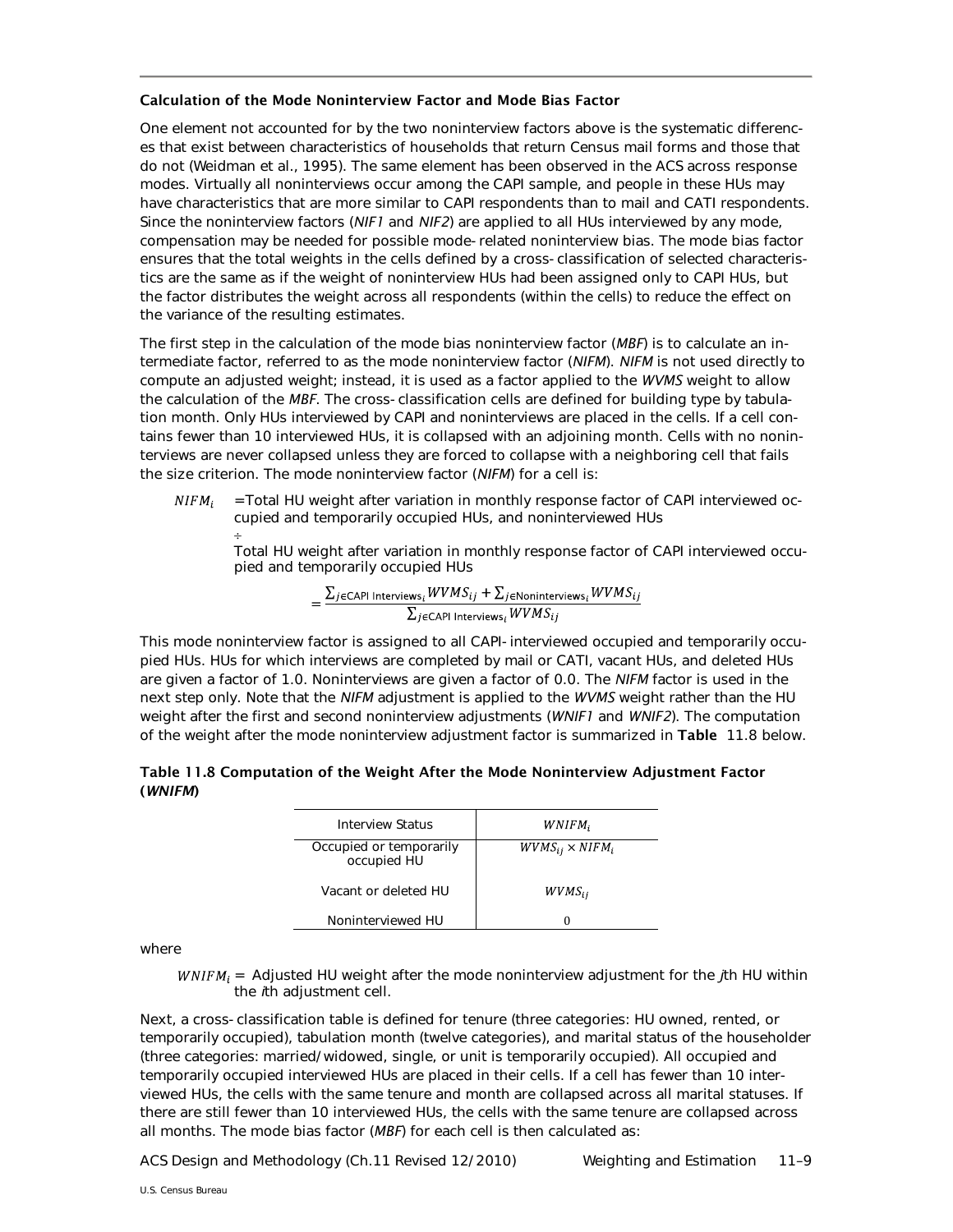### Calculation of the Mode Noninterview Factor and Mode Bias Factor

One element not accounted for by the two noninterview factors above is the systematic differences that exist between characteristics of households that return Census mail forms and those that do not (Weidman et al., 1995). The same element has been observed in the ACS across response modes. Virtually all noninterviews occur among the CAPI sample, and people in these HUs may have characteristics that are more similar to CAPI respondents than to mail and CATI respondents. Since the noninterview factors (*NIF1* and *NIF2*) are applied to all HUs interviewed by any mode, compensation may be needed for possible mode-related noninterview bias. The mode bias factor ensures that the total weights in the cells defined by a cross-classification of selected characteristics are the same as if the weight of noninterview HUs had been assigned only to CAPI HUs, but the factor distributes the weight across all respondents (within the cells) to reduce the effect on the variance of the resulting estimates.

The first step in the calculation of the mode bias noninterview factor (*MBF*) is to calculate an intermediate factor, referred to as the mode noninterview factor (*NIFM*). *NIFM* is not used directly to compute an adjusted weight; instead, it is used as a factor applied to the *WVMS* weight to allow the calculation of the *MBF*. The cross-classification cells are defined for building type by tabulation month. Only HUs interviewed by CAPI and noninterviews are placed in the cells. If a cell contains fewer than 10 interviewed HUs, it is collapsed with an adjoining month. Cells with no noninterviews are never collapsed unless they are forced to collapse with a neighboring cell that fails the size criterion. The mode noninterview factor (*NIFM*) for a cell is:

$NIFM_i$ = Total HU weight after variation in monthly response factor of CAPI interviewed occupied and temporarily occupied HUs, and noninterviewed HUs

÷

Total HU weight after variation in monthly response factor of CAPI interviewed occupied and temporarily occupied HUs

$$= \frac{\sum_{j \in \text{CAPI Interviews}_i} WVMS_{ij} + \sum_{j \in \text{Noninterviews}_i} WVMS_{ij}}{\sum_{j \in \text{CAPI Interviews}_i} WVMS_{ij}}$$

This mode noninterview factor is assigned to all CAPI-interviewed occupied and temporarily occupied HUs. HUs for which interviews are completed by mail or CATI, vacant HUs, and deleted HUs are given a factor of 1.0. Noninterviews are given a factor of 0.0. The *NIFM* factor is used in the next step only. Note that the *NIFM* adjustment is applied to the *WVMS* weight rather than the HU weight after the first and second noninterview adjustments (*WNIF1* and *WNIF2*). The computation of the weight after the mode noninterview adjustment factor is summarized in **Table** 11.8 below.

**Table 11.8 Computation of the Weight After the Mode Noninterview Adjustment Factor (*WNIFM*)**

| Interview Status | $WNIFM_i$ |
|---|---|
| Occupied or temporarily occupied HU | $WVMS_{ij} \times NIFM_i$ |
| Vacant or deleted HU | $WVMS_{ij}$ |
| Noninterviewed HU | 0 |

where

$WNIFM_i$ = Adjusted HU weight after the mode noninterview adjustment for the *j*th HU within the *i*th adjustment cell.

Next, a cross-classification table is defined for tenure (three categories: HU owned, rented, or temporarily occupied), tabulation month (twelve categories), and marital status of the householder (three categories: married/widowed, single, or unit is temporarily occupied). All occupied and temporarily occupied interviewed HUs are placed in their cells. If a cell has fewer than 10 interviewed HUs, the cells with the same tenure and month are collapsed across all marital statuses. If there are still fewer than 10 interviewed HUs, the cells with the same tenure are collapsed across all months. The mode bias factor (*MBF*) for each cell is then calculated as: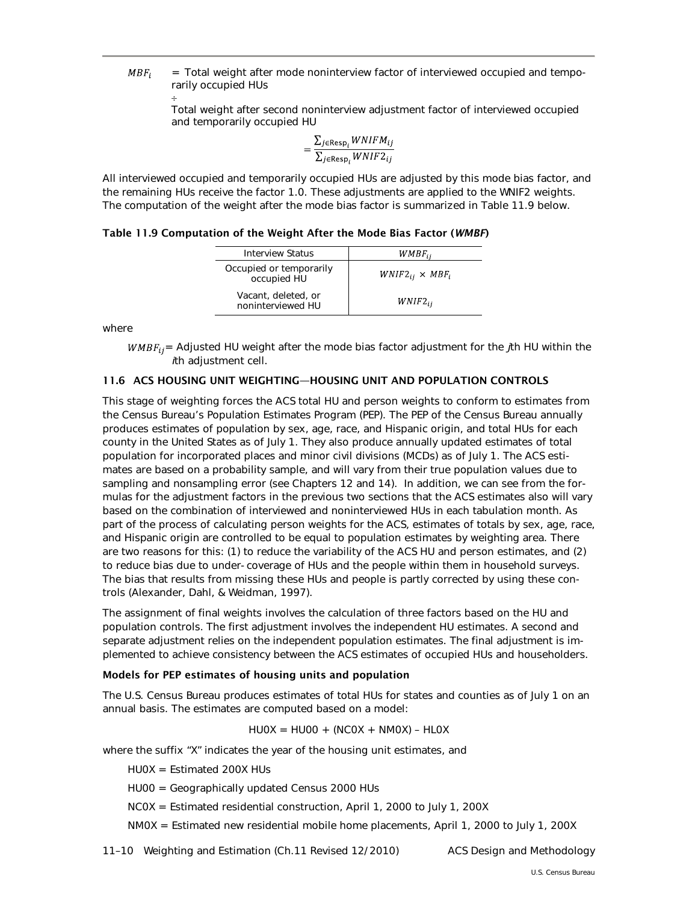$MBF_i$ = Total weight after mode noninterview factor of interviewed occupied and temporarily occupied HUs

÷

Total weight after second noninterview adjustment factor of interviewed occupied and temporarily occupied HU

$$= \frac{\sum_{j \in \text{Resp}_i} WNIFM_{ij}}{\sum_{j \in \text{Resp}_i} WNIF2_{ij}}$$

All interviewed occupied and temporarily occupied HUs are adjusted by this mode bias factor, and the remaining HUs receive the factor 1.0. These adjustments are applied to the WNIF2 weights. The computation of the weight after the mode bias factor is summarized in Table 11.9 below.

**Table 11.9 Computation of the Weight After the Mode Bias Factor (*WMBF*)**

| Interview Status | $WMBF_{ij}$ |
|---|---|
| Occupied or temporarily occupied HU | $WNIF2_{ij} \times MBF_i$ |
| Vacant, deleted, or noninterviewed HU | $WNIF2_{ij}$ |

where

$WMBF_{ij}$= Adjusted HU weight after the mode bias factor adjustment for the *j*th HU within the *i*th adjustment cell.

## 11.6 ACS HOUSING UNIT WEIGHTING—HOUSING UNIT AND POPULATION CONTROLS

This stage of weighting forces the ACS total HU and person weights to conform to estimates from the Census Bureau's Population Estimates Program (PEP). The PEP of the Census Bureau annually produces estimates of population by sex, age, race, and Hispanic origin, and total HUs for each county in the United States as of July 1. They also produce annually updated estimates of total population for incorporated places and minor civil divisions (MCDs) as of July 1. The ACS estimates are based on a probability sample, and will vary from their true population values due to sampling and nonsampling error (see Chapters 12 and 14). In addition, we can see from the formulas for the adjustment factors in the previous two sections that the ACS estimates also will vary based on the combination of interviewed and noninterviewed HUs in each tabulation month. As part of the process of calculating person weights for the ACS, estimates of totals by sex, age, race, and Hispanic origin are controlled to be equal to population estimates by weighting area. There are two reasons for this: (1) to reduce the variability of the ACS HU and person estimates, and (2) to reduce bias due to under- coverage of HUs and the people within them in household surveys. The bias that results from missing these HUs and people is partly corrected by using these controls (Alexander, Dahl, & Weidman, 1997).

The assignment of final weights involves the calculation of three factors based on the HU and population controls. The first adjustment involves the independent HU estimates. A second and separate adjustment relies on the independent population estimates. The final adjustment is implemented to achieve consistency between the ACS estimates of occupied HUs and householders.

### Models for PEP estimates of housing units and population

The U.S. Census Bureau produces estimates of total HUs for states and counties as of July 1 on an annual basis. The estimates are computed based on a model:

HU0X = HU00 + (NC0X + NM0X) – HL0X

where the suffix "X" indicates the year of the housing unit estimates, and

HU0X = Estimated 200X HUs

HU00 = Geographically updated Census 2000 HUs

NC0X = Estimated residential construction, April 1, 2000 to July 1, 200X

NM0X = Estimated new residential mobile home placements, April 1, 2000 to July 1, 200X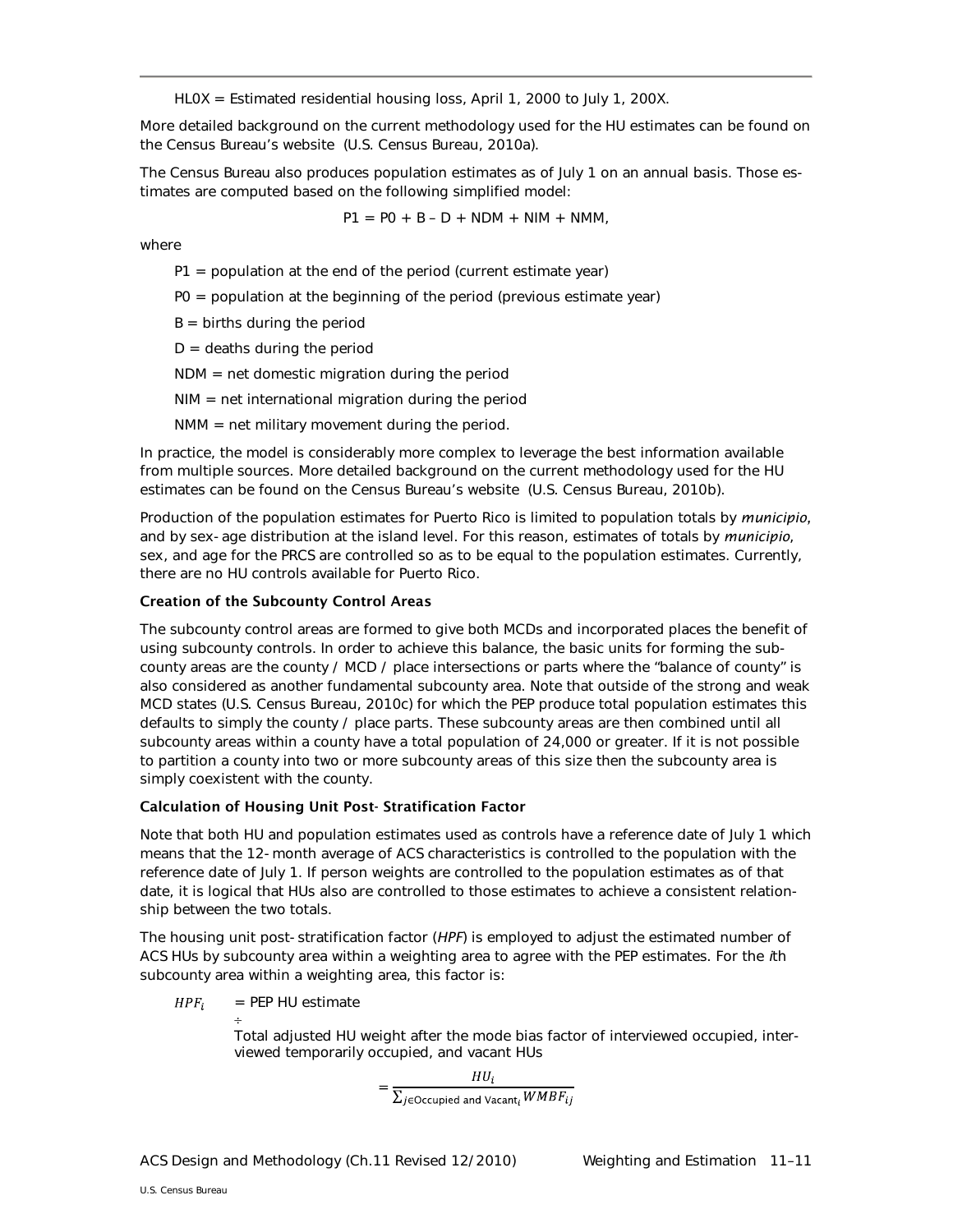HL0X = Estimated residential housing loss, April 1, 2000 to July 1, 200X.

More detailed background on the current methodology used for the HU estimates can be found on the Census Bureau's website (U.S. Census Bureau, 2010a).

The Census Bureau also produces population estimates as of July 1 on an annual basis. Those estimates are computed based on the following simplified model:

$$P1 = P0 + B - D + NDM + NIM + NMM,$$

where

P1 = population at the end of the period (current estimate year)

P0 = population at the beginning of the period (previous estimate year)

B = births during the period

D = deaths during the period

NDM = net domestic migration during the period

NIM = net international migration during the period

NMM = net military movement during the period.

In practice, the model is considerably more complex to leverage the best information available from multiple sources. More detailed background on the current methodology used for the HU estimates can be found on the Census Bureau's website (U.S. Census Bureau, 2010b).

Production of the population estimates for Puerto Rico is limited to population totals by *municipio*, and by sex-age distribution at the island level. For this reason, estimates of totals by *municipio*, sex, and age for the PRCS are controlled so as to be equal to the population estimates. Currently, there are no HU controls available for Puerto Rico.

### Creation of the Subcounty Control Areas

The subcounty control areas are formed to give both MCDs and incorporated places the benefit of using subcounty controls. In order to achieve this balance, the basic units for forming the subcounty areas are the county / MCD / place intersections or parts where the "balance of county" is also considered as another fundamental subcounty area. Note that outside of the strong and weak MCD states (U.S. Census Bureau, 2010c) for which the PEP produce total population estimates this defaults to simply the county / place parts. These subcounty areas are then combined until all subcounty areas within a county have a total population of 24,000 or greater. If it is not possible to partition a county into two or more subcounty areas of this size then the subcounty area is simply coexistent with the county.

### Calculation of Housing Unit Post-Stratification Factor

Note that both HU and population estimates used as controls have a reference date of July 1 which means that the 12-month average of ACS characteristics is controlled to the population with the reference date of July 1. If person weights are controlled to the population estimates as of that date, it is logical that HUs also are controlled to those estimates to achieve a consistent relationship between the two totals.

The housing unit post-stratification factor (*HPF*) is employed to adjust the estimated number of ACS HUs by subcounty area within a weighting area to agree with the PEP estimates. For the *i*th subcounty area within a weighting area, this factor is:

$HPF_i$ = PEP HU estimate

÷

Total adjusted HU weight after the mode bias factor of interviewed occupied, interviewed temporarily occupied, and vacant HUs

$$= \frac{HU_i}{\sum_{j \in \text{Occupied and Vacant}_i} WMBF_{ij}}$$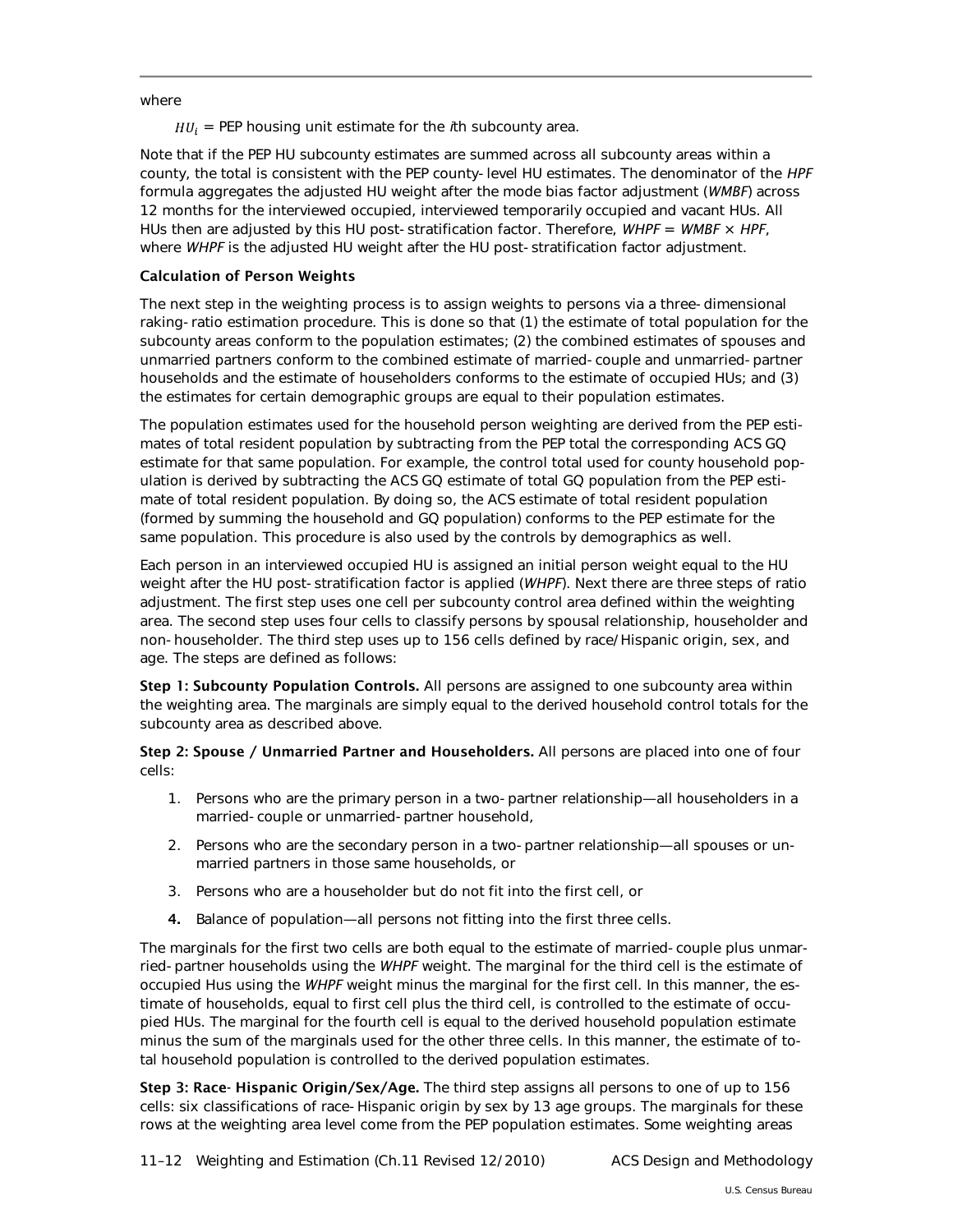where

$HU_i$ = PEP housing unit estimate for the *i*th subcounty area.

Note that if the PEP HU subcounty estimates are summed across all subcounty areas within a county, the total is consistent with the PEP county-level HU estimates. The denominator of the *HPF* formula aggregates the adjusted HU weight after the mode bias factor adjustment (*WMBF*) across 12 months for the interviewed occupied, interviewed temporarily occupied and vacant HUs. All HUs then are adjusted by this HU post-stratification factor. Therefore, *WHPF* = *WMBF* × *HPF*, where *WHPF* is the adjusted HU weight after the HU post-stratification factor adjustment.

**Calculation of Person Weights**

The next step in the weighting process is to assign weights to persons via a three-dimensional raking-ratio estimation procedure. This is done so that (1) the estimate of total population for the subcounty areas conform to the population estimates; (2) the combined estimates of spouses and unmarried partners conform to the combined estimate of married-couple and unmarried-partner households and the estimate of householders conforms to the estimate of occupied HUs; and (3) the estimates for certain demographic groups are equal to their population estimates.

The population estimates used for the household person weighting are derived from the PEP estimates of total resident population by subtracting from the PEP total the corresponding ACS GQ estimate for that same population. For example, the control total used for county household population is derived by subtracting the ACS GQ estimate of total GQ population from the PEP estimate of total resident population. By doing so, the ACS estimate of total resident population (formed by summing the household and GQ population) conforms to the PEP estimate for the same population. This procedure is also used by the controls by demographics as well.

Each person in an interviewed occupied HU is assigned an initial person weight equal to the HU weight after the HU post-stratification factor is applied (*WHPF*). Next there are three steps of ratio adjustment. The first step uses one cell per subcounty control area defined within the weighting area. The second step uses four cells to classify persons by spousal relationship, householder and non-householder. The third step uses up to 156 cells defined by race/Hispanic origin, sex, and age. The steps are defined as follows:

**Step 1: Subcounty Population Controls.** All persons are assigned to one subcounty area within the weighting area. The marginals are simply equal to the derived household control totals for the subcounty area as described above.

**Step 2: Spouse / Unmarried Partner and Householders.** All persons are placed into one of four cells:

1. Persons who are the primary person in a two-partner relationship—all householders in a married-couple or unmarried-partner household,
2. Persons who are the secondary person in a two-partner relationship—all spouses or unmarried partners in those same households, or
3. Persons who are a householder but do not fit into the first cell, or
4. Balance of population—all persons not fitting into the first three cells.

The marginals for the first two cells are both equal to the estimate of married-couple plus unmarried-partner households using the *WHPF* weight. The marginal for the third cell is the estimate of occupied Hus using the *WHPF* weight minus the marginal for the first cell. In this manner, the estimate of households, equal to first cell plus the third cell, is controlled to the estimate of occupied HUs. The marginal for the fourth cell is equal to the derived household population estimate minus the sum of the marginals used for the other three cells. In this manner, the estimate of total household population is controlled to the derived population estimates.

**Step 3: Race-Hispanic Origin/Sex/Age.** The third step assigns all persons to one of up to 156 cells: six classifications of race-Hispanic origin by sex by 13 age groups. The marginals for these rows at the weighting area level come from the PEP population estimates. Some weighting areas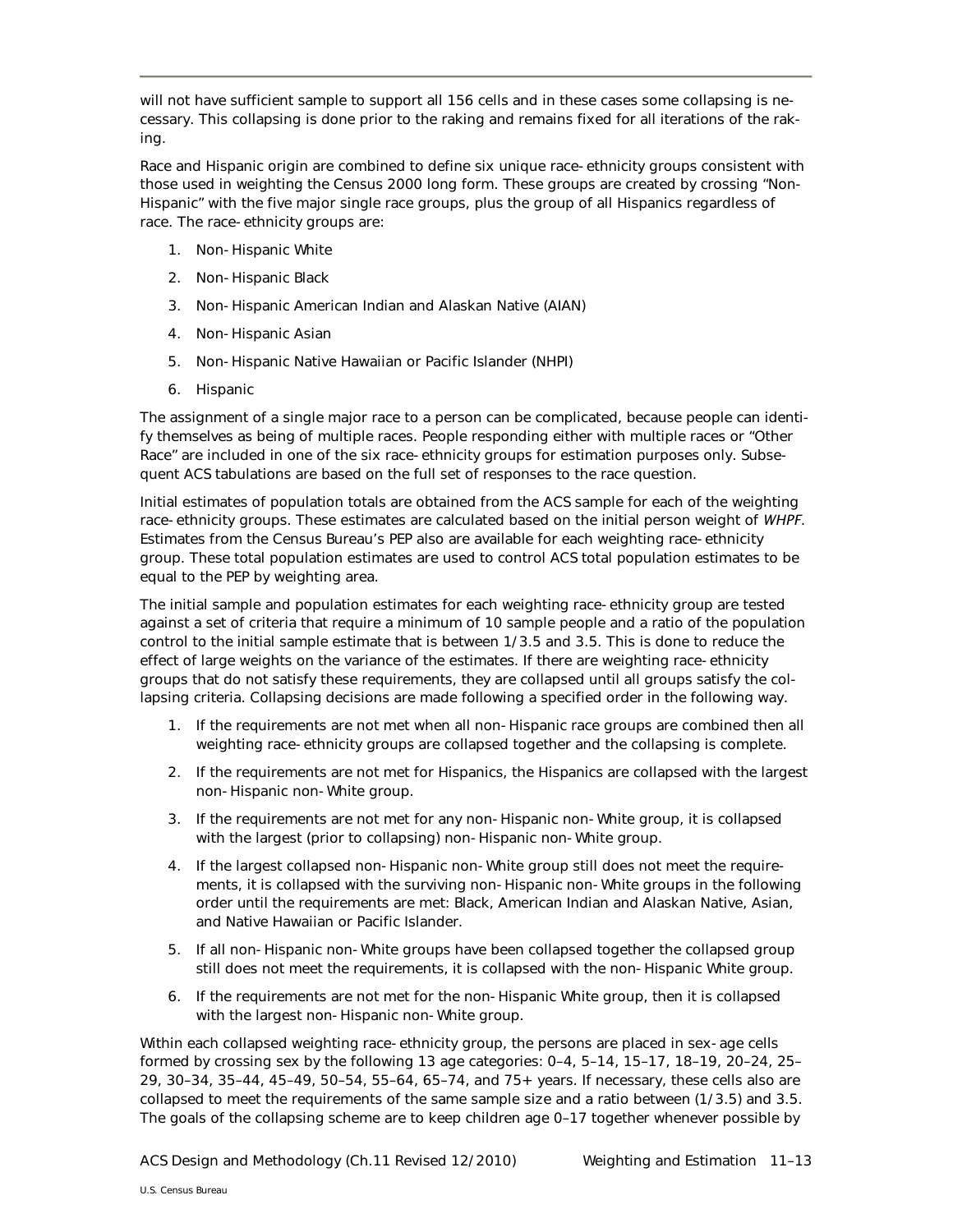will not have sufficient sample to support all 156 cells and in these cases some collapsing is necessary. This collapsing is done prior to the raking and remains fixed for all iterations of the raking.

Race and Hispanic origin are combined to define six unique race-ethnicity groups consistent with those used in weighting the Census 2000 long form. These groups are created by crossing "Non-Hispanic" with the five major single race groups, plus the group of all Hispanics regardless of race. The race-ethnicity groups are:

1. Non-Hispanic White
2. Non-Hispanic Black
3. Non-Hispanic American Indian and Alaskan Native (AIAN)
4. Non-Hispanic Asian
5. Non-Hispanic Native Hawaiian or Pacific Islander (NHPI)
6. Hispanic

The assignment of a single major race to a person can be complicated, because people can identify themselves as being of multiple races. People responding either with multiple races or "Other Race" are included in one of the six race-ethnicity groups for estimation purposes only. Subsequent ACS tabulations are based on the full set of responses to the race question.

Initial estimates of population totals are obtained from the ACS sample for each of the weighting race-ethnicity groups. These estimates are calculated based on the initial person weight of *WHPF*. Estimates from the Census Bureau's PEP also are available for each weighting race-ethnicity group. These total population estimates are used to control ACS total population estimates to be equal to the PEP by weighting area.

The initial sample and population estimates for each weighting race-ethnicity group are tested against a set of criteria that require a minimum of 10 sample people and a ratio of the population control to the initial sample estimate that is between 1/3.5 and 3.5. This is done to reduce the effect of large weights on the variance of the estimates. If there are weighting race-ethnicity groups that do not satisfy these requirements, they are collapsed until all groups satisfy the collapsing criteria. Collapsing decisions are made following a specified order in the following way.

1. If the requirements are not met when all non-Hispanic race groups are combined then all weighting race-ethnicity groups are collapsed together and the collapsing is complete.
2. If the requirements are not met for Hispanics, the Hispanics are collapsed with the largest non-Hispanic non-White group.
3. If the requirements are not met for any non-Hispanic non-White group, it is collapsed with the largest (prior to collapsing) non-Hispanic non-White group.
4. If the largest collapsed non-Hispanic non-White group still does not meet the requirements, it is collapsed with the surviving non-Hispanic non-White groups in the following order until the requirements are met: Black, American Indian and Alaskan Native, Asian, and Native Hawaiian or Pacific Islander.
5. If all non-Hispanic non-White groups have been collapsed together the collapsed group still does not meet the requirements, it is collapsed with the non-Hispanic White group.
6. If the requirements are not met for the non-Hispanic White group, then it is collapsed with the largest non-Hispanic non-White group.

Within each collapsed weighting race-ethnicity group, the persons are placed in sex-age cells formed by crossing sex by the following 13 age categories: 0–4, 5–14, 15–17, 18–19, 20–24, 25–29, 30–34, 35–44, 45–49, 50–54, 55–64, 65–74, and 75+ years. If necessary, these cells also are collapsed to meet the requirements of the same sample size and a ratio between (1/3.5) and 3.5. The goals of the collapsing scheme are to keep children age 0–17 together whenever possible by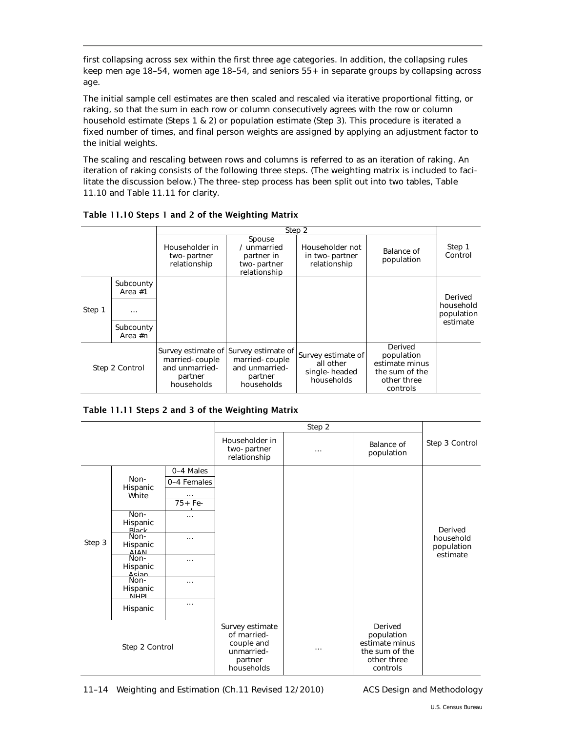first collapsing across sex within the first three age categories. In addition, the collapsing rules keep men age 18–54, women age 18–54, and seniors 55+ in separate groups by collapsing across age.

The initial sample cell estimates are then scaled and rescaled via iterative proportional fitting, or raking, so that the sum in each row or column consecutively agrees with the row or column household estimate (Steps 1 & 2) or population estimate (Step 3). This procedure is iterated a fixed number of times, and final person weights are assigned by applying an adjustment factor to the initial weights.

The scaling and rescaling between rows and columns is referred to as an iteration of raking. An iteration of raking consists of the following three steps. (The weighting matrix is included to facilitate the discussion below.) The three-step process has been split out into two tables, Table 11.10 and Table 11.11 for clarity.

**Table 11.10 Steps 1 and 2 of the Weighting Matrix**

| | | Step 2 | | | | |
|---|---|---|---|---|---|---|
| | | Householder in two-partner relationship | Spouse / unmarried partner in two-partner relationship | Householder not in two-partner relationship | Balance of population | Step 1 Control |
| Step 1 | Subcounty Area #1 | | | | | Derived household population estimate |
| | … | | | | | |
| | Subcounty Area #n | | | | | |
| Step 2 Control | | Survey estimate of married-couple and unmarried-partner households | Survey estimate of married-couple and unmarried-partner households | Survey estimate of all other single-headed households | Derived population estimate minus the sum of the other three controls | |

**Table 11.11 Steps 2 and 3 of the Weighting Matrix**

| | | | Step 2 | | | |
|---|---|---|---|---|---|---|
| | | | Householder in two-partner relationship | … | Balance of population | Step 3 Control |
| Step 3 | Non-Hispanic White | 0–4 Males | | | | Derived household population estimate |
| | | 0–4 Females | | | | |
| | | … | | | | |
| | | 75+ Females | | | | |
| | Non-Hispanic Black | … | | | | |
| | Non-Hispanic AIAN | … | | | | |
| | Non-Hispanic Asian | … | | | | |
| | Non-Hispanic NHPI | … | | | | |
| | Hispanic | … | | | | |
| Step 2 Control | | | Survey estimate of married-couple and unmarried-partner households | … | Derived population estimate minus the sum of the other three controls | |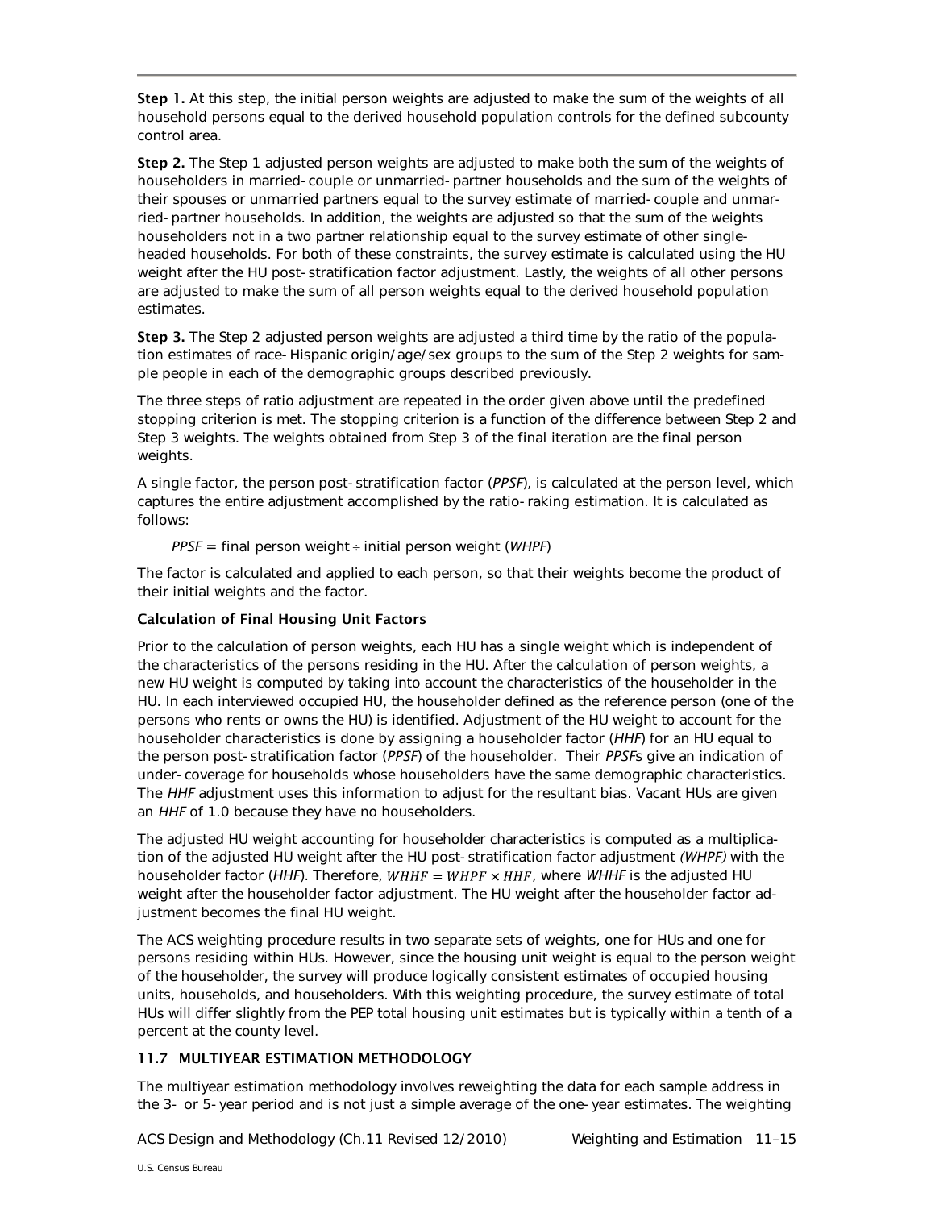**Step 1.** At this step, the initial person weights are adjusted to make the sum of the weights of all household persons equal to the derived household population controls for the defined subcounty control area.

**Step 2.** The Step 1 adjusted person weights are adjusted to make both the sum of the weights of householders in married-couple or unmarried-partner households and the sum of the weights of their spouses or unmarried partners equal to the survey estimate of married-couple and unmarried-partner households. In addition, the weights are adjusted so that the sum of the weights householders not in a two partner relationship equal to the survey estimate of other single-headed households. For both of these constraints, the survey estimate is calculated using the HU weight after the HU post-stratification factor adjustment. Lastly, the weights of all other persons are adjusted to make the sum of all person weights equal to the derived household population estimates.

**Step 3.** The Step 2 adjusted person weights are adjusted a third time by the ratio of the population estimates of race-Hispanic origin/age/sex groups to the sum of the Step 2 weights for sample people in each of the demographic groups described previously.

The three steps of ratio adjustment are repeated in the order given above until the predefined stopping criterion is met. The stopping criterion is a function of the difference between Step 2 and Step 3 weights. The weights obtained from Step 3 of the final iteration are the final person weights.

A single factor, the person post-stratification factor (*PPSF*), is calculated at the person level, which captures the entire adjustment accomplished by the ratio-raking estimation. It is calculated as follows:

*PPSF* = final person weight ÷ initial person weight (*WHPF*)

The factor is calculated and applied to each person, so that their weights become the product of their initial weights and the factor.

**Calculation of Final Housing Unit Factors**

Prior to the calculation of person weights, each HU has a single weight which is independent of the characteristics of the persons residing in the HU. After the calculation of person weights, a new HU weight is computed by taking into account the characteristics of the householder in the HU. In each interviewed occupied HU, the householder defined as the reference person (one of the persons who rents or owns the HU) is identified. Adjustment of the HU weight to account for the householder characteristics is done by assigning a householder factor (*HHF*) for an HU equal to the person post-stratification factor (*PPSF*) of the householder. Their *PPSF*s give an indication of under-coverage for households whose householders have the same demographic characteristics. The *HHF* adjustment uses this information to adjust for the resultant bias. Vacant HUs are given an *HHF* of 1.0 because they have no householders.

The adjusted HU weight accounting for householder characteristics is computed as a multiplication of the adjusted HU weight after the HU post-stratification factor adjustment *(WHPF)* with the householder factor (*HHF*). Therefore, $WHHF = WHPF \times HHF$, where *WHHF* is the adjusted HU weight after the householder factor adjustment. The HU weight after the householder factor adjustment becomes the final HU weight.

The ACS weighting procedure results in two separate sets of weights, one for HUs and one for persons residing within HUs. However, since the housing unit weight is equal to the person weight of the householder, the survey will produce logically consistent estimates of occupied housing units, households, and householders. With this weighting procedure, the survey estimate of total HUs will differ slightly from the PEP total housing unit estimates but is typically within a tenth of a percent at the county level.

## 11.7 MULTIYEAR ESTIMATION METHODOLOGY

The multiyear estimation methodology involves reweighting the data for each sample address in the 3- or 5-year period and is not just a simple average of the one-year estimates. The weighting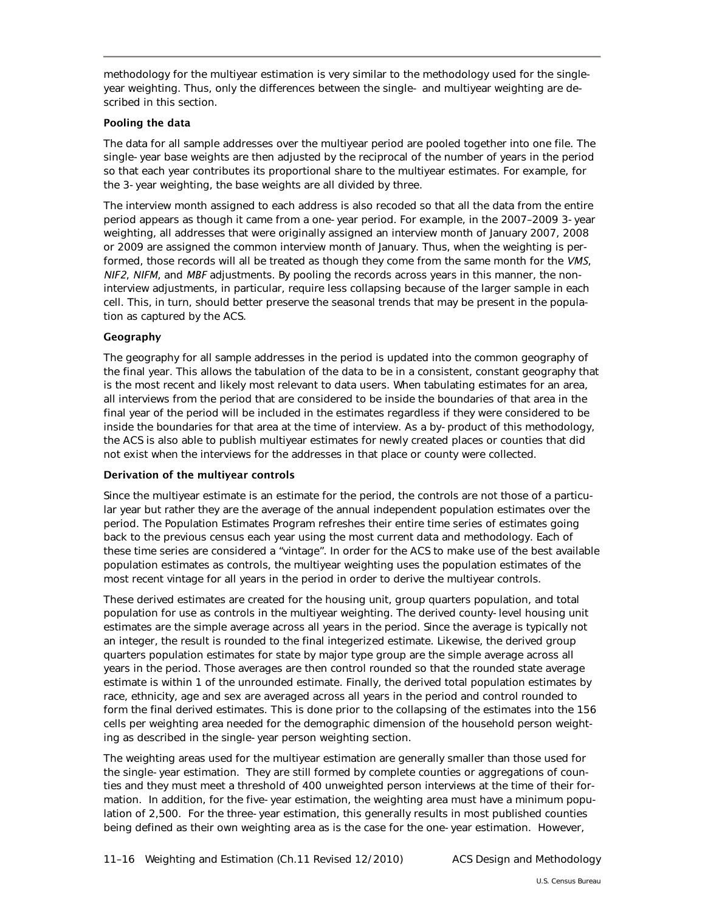methodology for the multiyear estimation is very similar to the methodology used for the single-year weighting. Thus, only the differences between the single- and multiyear weighting are described in this section.

### Pooling the data

The data for all sample addresses over the multiyear period are pooled together into one file. The single-year base weights are then adjusted by the reciprocal of the number of years in the period so that each year contributes its proportional share to the multiyear estimates. For example, for the 3-year weighting, the base weights are all divided by three.

The interview month assigned to each address is also recoded so that all the data from the entire period appears as though it came from a one-year period. For example, in the 2007–2009 3-year weighting, all addresses that were originally assigned an interview month of January 2007, 2008 or 2009 are assigned the common interview month of January. Thus, when the weighting is performed, those records will all be treated as though they come from the same month for the *VMS*, *NIF2*, *NIFM*, and *MBF* adjustments. By pooling the records across years in this manner, the noninterview adjustments, in particular, require less collapsing because of the larger sample in each cell. This, in turn, should better preserve the seasonal trends that may be present in the population as captured by the ACS.

### Geography

The geography for all sample addresses in the period is updated into the common geography of the final year. This allows the tabulation of the data to be in a consistent, constant geography that is the most recent and likely most relevant to data users. When tabulating estimates for an area, all interviews from the period that are considered to be inside the boundaries of that area in the final year of the period will be included in the estimates regardless if they were considered to be inside the boundaries for that area at the time of interview. As a by-product of this methodology, the ACS is also able to publish multiyear estimates for newly created places or counties that did not exist when the interviews for the addresses in that place or county were collected.

### Derivation of the multiyear controls

Since the multiyear estimate is an estimate for the period, the controls are not those of a particular year but rather they are the average of the annual independent population estimates over the period. The Population Estimates Program refreshes their entire time series of estimates going back to the previous census each year using the most current data and methodology. Each of these time series are considered a "vintage". In order for the ACS to make use of the best available population estimates as controls, the multiyear weighting uses the population estimates of the most recent vintage for all years in the period in order to derive the multiyear controls.

These derived estimates are created for the housing unit, group quarters population, and total population for use as controls in the multiyear weighting. The derived county-level housing unit estimates are the simple average across all years in the period. Since the average is typically not an integer, the result is rounded to the final integerized estimate. Likewise, the derived group quarters population estimates for state by major type group are the simple average across all years in the period. Those averages are then control rounded so that the rounded state average estimate is within 1 of the unrounded estimate. Finally, the derived total population estimates by race, ethnicity, age and sex are averaged across all years in the period and control rounded to form the final derived estimates. This is done prior to the collapsing of the estimates into the 156 cells per weighting area needed for the demographic dimension of the household person weighting as described in the single-year person weighting section.

The weighting areas used for the multiyear estimation are generally smaller than those used for the single-year estimation. They are still formed by complete counties or aggregations of counties and they must meet a threshold of 400 unweighted person interviews at the time of their formation. In addition, for the five-year estimation, the weighting area must have a minimum population of 2,500. For the three-year estimation, this generally results in most published counties being defined as their own weighting area as is the case for the one-year estimation. However,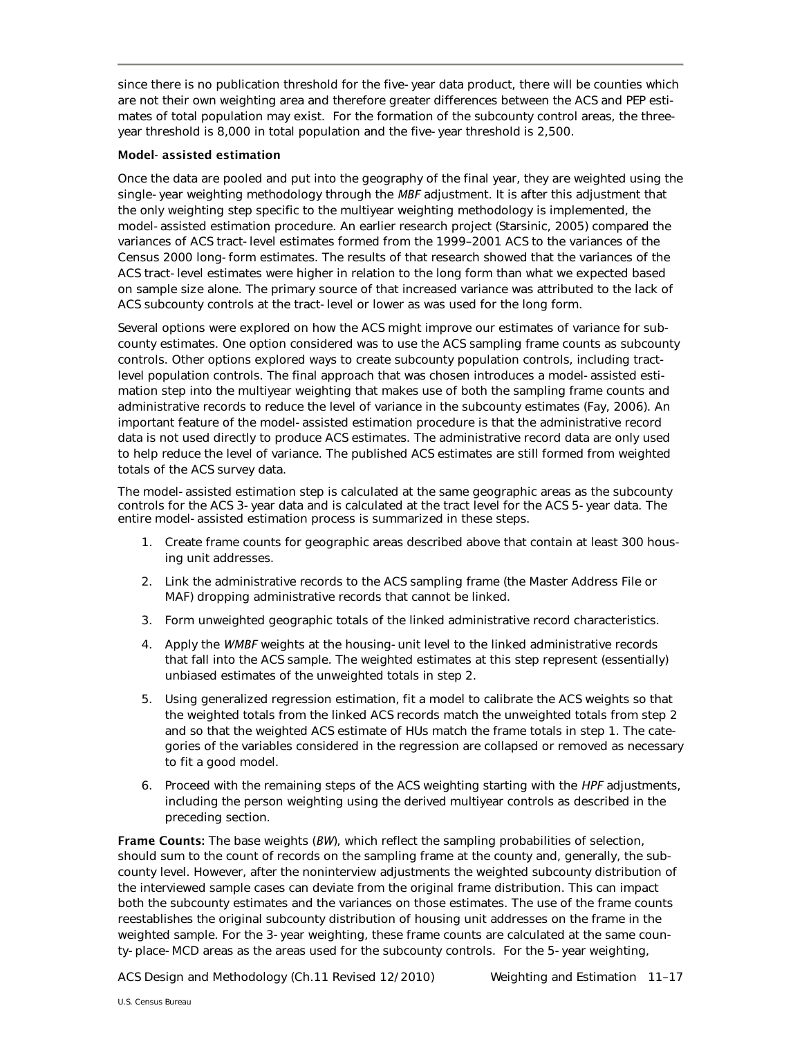since there is no publication threshold for the five-year data product, there will be counties which are not their own weighting area and therefore greater differences between the ACS and PEP estimates of total population may exist. For the formation of the subcounty control areas, the three-year threshold is 8,000 in total population and the five-year threshold is 2,500.

**Model-assisted estimation**

Once the data are pooled and put into the geography of the final year, they are weighted using the single-year weighting methodology through the *MBF* adjustment. It is after this adjustment that the only weighting step specific to the multiyear weighting methodology is implemented, the model-assisted estimation procedure. An earlier research project (Starsinic, 2005) compared the variances of ACS tract-level estimates formed from the 1999–2001 ACS to the variances of the Census 2000 long-form estimates. The results of that research showed that the variances of the ACS tract-level estimates were higher in relation to the long form than what we expected based on sample size alone. The primary source of that increased variance was attributed to the lack of ACS subcounty controls at the tract-level or lower as was used for the long form.

Several options were explored on how the ACS might improve our estimates of variance for subcounty estimates. One option considered was to use the ACS sampling frame counts as subcounty controls. Other options explored ways to create subcounty population controls, including tract-level population controls. The final approach that was chosen introduces a model-assisted estimation step into the multiyear weighting that makes use of both the sampling frame counts and administrative records to reduce the level of variance in the subcounty estimates (Fay, 2006). An important feature of the model-assisted estimation procedure is that the administrative record data is not used directly to produce ACS estimates. The administrative record data are only used to help reduce the level of variance. The published ACS estimates are still formed from weighted totals of the ACS survey data.

The model-assisted estimation step is calculated at the same geographic areas as the subcounty controls for the ACS 3-year data and is calculated at the tract level for the ACS 5-year data. The entire model-assisted estimation process is summarized in these steps.

1. Create frame counts for geographic areas described above that contain at least 300 housing unit addresses.
2. Link the administrative records to the ACS sampling frame (the Master Address File or MAF) dropping administrative records that cannot be linked.
3. Form unweighted geographic totals of the linked administrative record characteristics.
4. Apply the *WMBF* weights at the housing-unit level to the linked administrative records that fall into the ACS sample. The weighted estimates at this step represent (essentially) unbiased estimates of the unweighted totals in step 2.
5. Using generalized regression estimation, fit a model to calibrate the ACS weights so that the weighted totals from the linked ACS records match the unweighted totals from step 2 and so that the weighted ACS estimate of HUs match the frame totals in step 1. The categories of the variables considered in the regression are collapsed or removed as necessary to fit a good model.
6. Proceed with the remaining steps of the ACS weighting starting with the *HPF* adjustments, including the person weighting using the derived multiyear controls as described in the preceding section.

**Frame Counts:** The base weights (*BW*), which reflect the sampling probabilities of selection, should sum to the count of records on the sampling frame at the county and, generally, the subcounty level. However, after the noninterview adjustments the weighted subcounty distribution of the interviewed sample cases can deviate from the original frame distribution. This can impact both the subcounty estimates and the variances on those estimates. The use of the frame counts reestablishes the original subcounty distribution of housing unit addresses on the frame in the weighted sample. For the 3-year weighting, these frame counts are calculated at the same county-place-MCD areas as the areas used for the subcounty controls. For the 5-year weighting,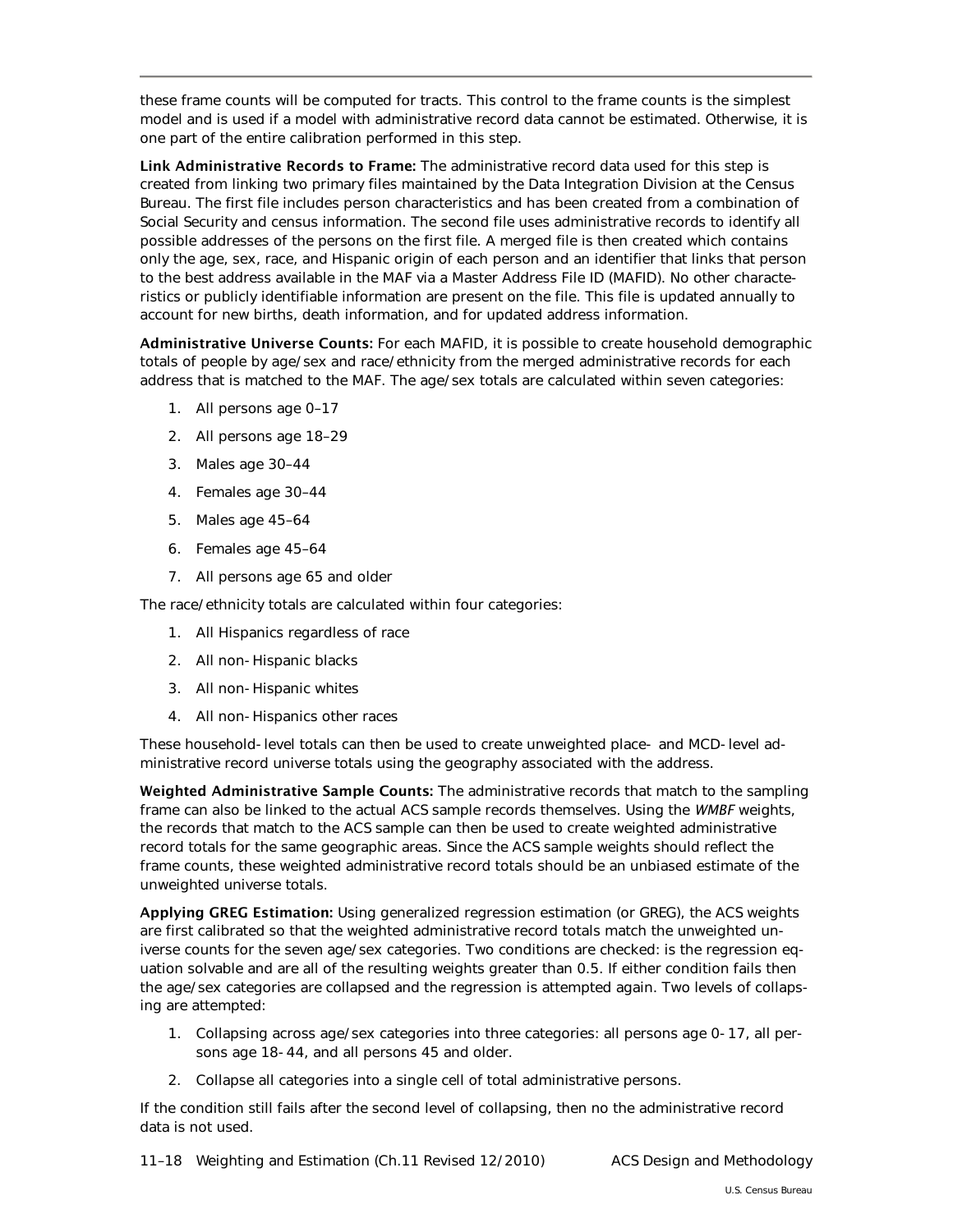these frame counts will be computed for tracts. This control to the frame counts is the simplest model and is used if a model with administrative record data cannot be estimated. Otherwise, it is one part of the entire calibration performed in this step.

**Link Administrative Records to Frame:** The administrative record data used for this step is created from linking two primary files maintained by the Data Integration Division at the Census Bureau. The first file includes person characteristics and has been created from a combination of Social Security and census information. The second file uses administrative records to identify all possible addresses of the persons on the first file. A merged file is then created which contains only the age, sex, race, and Hispanic origin of each person and an identifier that links that person to the best address available in the MAF via a Master Address File ID (MAFID). No other characteristics or publicly identifiable information are present on the file. This file is updated annually to account for new births, death information, and for updated address information.

**Administrative Universe Counts:** For each MAFID, it is possible to create household demographic totals of people by age/sex and race/ethnicity from the merged administrative records for each address that is matched to the MAF. The age/sex totals are calculated within seven categories:

1. All persons age 0–17
2. All persons age 18–29
3. Males age 30–44
4. Females age 30–44
5. Males age 45–64
6. Females age 45–64
7. All persons age 65 and older

The race/ethnicity totals are calculated within four categories:

1. All Hispanics regardless of race
2. All non-Hispanic blacks
3. All non-Hispanic whites
4. All non-Hispanics other races

These household-level totals can then be used to create unweighted place- and MCD-level administrative record universe totals using the geography associated with the address.

**Weighted Administrative Sample Counts:** The administrative records that match to the sampling frame can also be linked to the actual ACS sample records themselves. Using the *WMBF* weights, the records that match to the ACS sample can then be used to create weighted administrative record totals for the same geographic areas. Since the ACS sample weights should reflect the frame counts, these weighted administrative record totals should be an unbiased estimate of the unweighted universe totals.

**Applying GREG Estimation:** Using generalized regression estimation (or GREG), the ACS weights are first calibrated so that the weighted administrative record totals match the unweighted universe counts for the seven age/sex categories. Two conditions are checked: is the regression equation solvable and are all of the resulting weights greater than 0.5. If either condition fails then the age/sex categories are collapsed and the regression is attempted again. Two levels of collapsing are attempted:

1. Collapsing across age/sex categories into three categories: all persons age 0-17, all persons age 18-44, and all persons 45 and older.
2. Collapse all categories into a single cell of total administrative persons.

If the condition still fails after the second level of collapsing, then no the administrative record data is not used.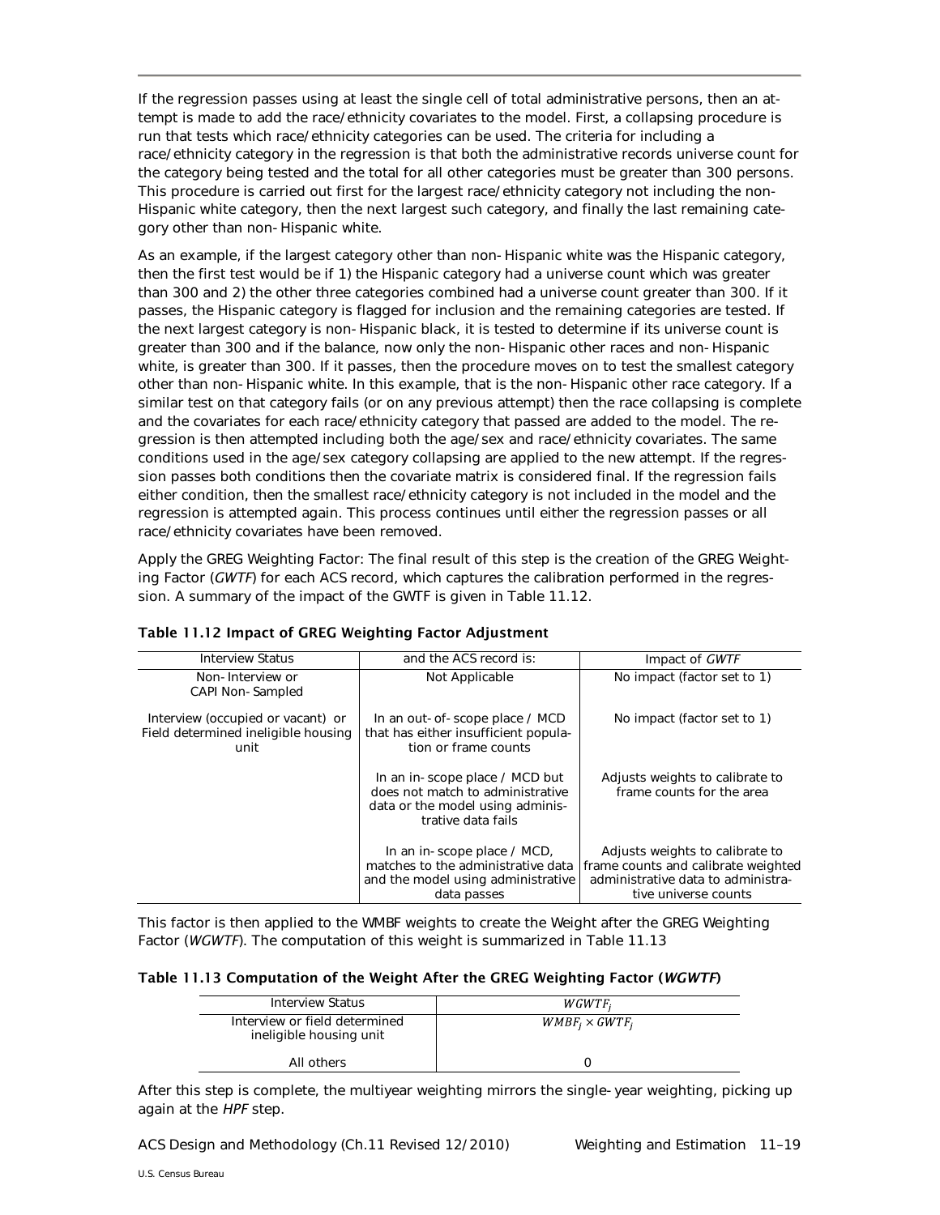If the regression passes using at least the single cell of total administrative persons, then an attempt is made to add the race/ethnicity covariates to the model. First, a collapsing procedure is run that tests which race/ethnicity categories can be used. The criteria for including a race/ethnicity category in the regression is that both the administrative records universe count for the category being tested and the total for all other categories must be greater than 300 persons. This procedure is carried out first for the largest race/ethnicity category not including the non-Hispanic white category, then the next largest such category, and finally the last remaining category other than non-Hispanic white.

As an example, if the largest category other than non-Hispanic white was the Hispanic category, then the first test would be if 1) the Hispanic category had a universe count which was greater than 300 and 2) the other three categories combined had a universe count greater than 300. If it passes, the Hispanic category is flagged for inclusion and the remaining categories are tested. If the next largest category is non-Hispanic black, it is tested to determine if its universe count is greater than 300 and if the balance, now only the non-Hispanic other races and non-Hispanic white, is greater than 300. If it passes, then the procedure moves on to test the smallest category other than non-Hispanic white. In this example, that is the non-Hispanic other race category. If a similar test on that category fails (or on any previous attempt) then the race collapsing is complete and the covariates for each race/ethnicity category that passed are added to the model. The regression is then attempted including both the age/sex and race/ethnicity covariates. The same conditions used in the age/sex category collapsing are applied to the new attempt. If the regression passes both conditions then the covariate matrix is considered final. If the regression fails either condition, then the smallest race/ethnicity category is not included in the model and the regression is attempted again. This process continues until either the regression passes or all race/ethnicity covariates have been removed.

Apply the GREG Weighting Factor: The final result of this step is the creation of the GREG Weighting Factor (*GWTF*) for each ACS record, which captures the calibration performed in the regression. A summary of the impact of the GWTF is given in Table 11.12.

**Table 11.12 Impact of GREG Weighting Factor Adjustment**

| Interview Status | and the ACS record is: | Impact of *GWTF* |
|---|---|---|
| Non-Interview or CAPI Non-Sampled | Not Applicable | No impact (factor set to 1) |
| Interview (occupied or vacant) or Field determined ineligible housing unit | In an out-of-scope place / MCD that has either insufficient population or frame counts | No impact (factor set to 1) |
| | In an in-scope place / MCD but does not match to administrative data or the model using administrative data fails | Adjusts weights to calibrate to frame counts for the area |
| | In an in-scope place / MCD, matches to the administrative data and the model using administrative data passes | Adjusts weights to calibrate to frame counts and calibrate weighted administrative data to administrative universe counts |

This factor is then applied to the WMBF weights to create the Weight after the GREG Weighting Factor (*WGWTF*). The computation of this weight is summarized in Table 11.13

**Table 11.13 Computation of the Weight After the GREG Weighting Factor (*WGWTF*)**

| Interview Status | $WGWTF_i$ |
|---|---|
| Interview or field determined ineligible housing unit | $WMBF_i \times GWTF_i$ |
| All others | 0 |

After this step is complete, the multiyear weighting mirrors the single-year weighting, picking up again at the *HPF* step.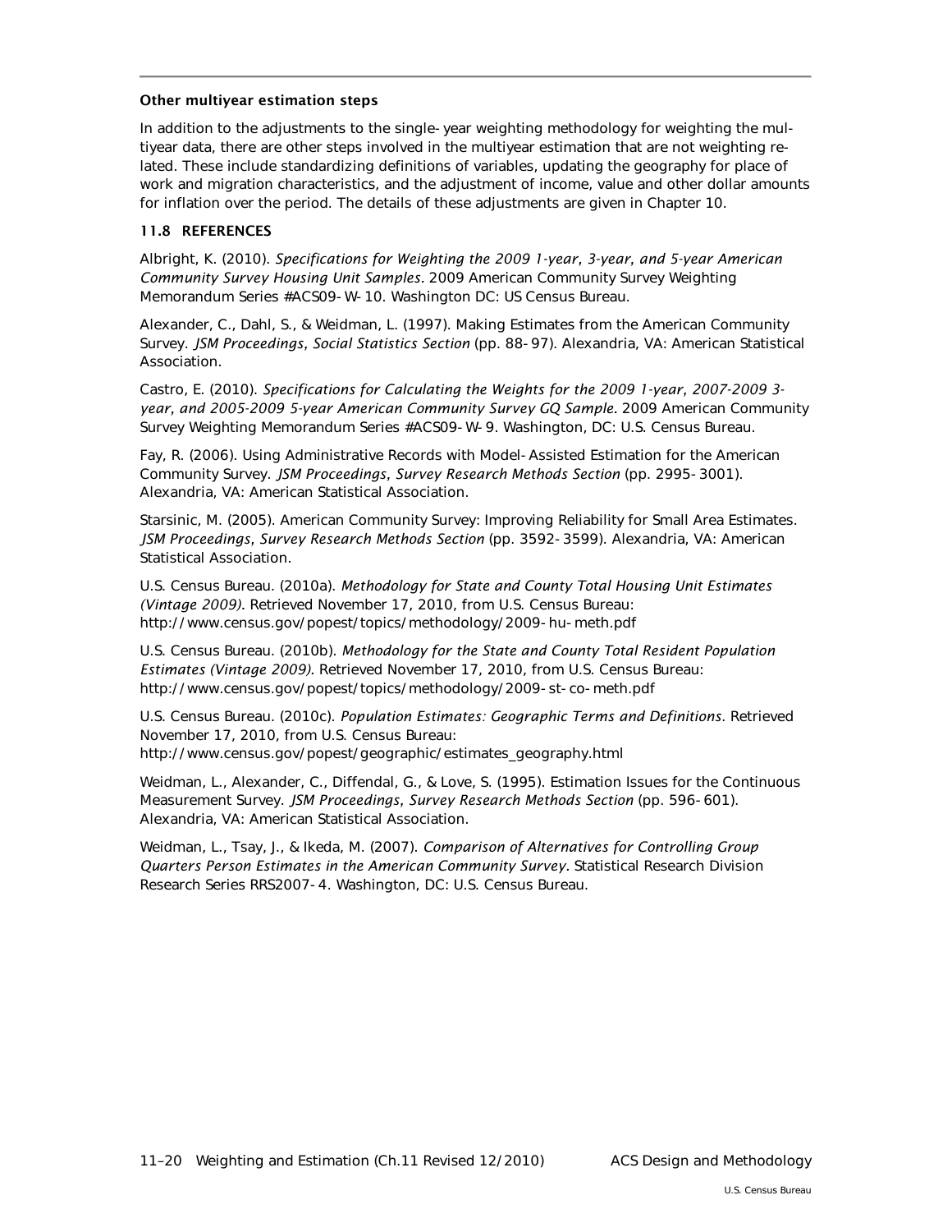### Other multiyear estimation steps

In addition to the adjustments to the single-year weighting methodology for weighting the multiyear data, there are other steps involved in the multiyear estimation that are not weighting related. These include standardizing definitions of variables, updating the geography for place of work and migration characteristics, and the adjustment of income, value and other dollar amounts for inflation over the period. The details of these adjustments are given in Chapter 10.

## 11.8 REFERENCES

Albright, K. (2010). *Specifications for Weighting the 2009 1-year, 3-year, and 5-year American Community Survey Housing Unit Samples*. 2009 American Community Survey Weighting Memorandum Series #ACS09-W-10. Washington DC: US Census Bureau.

Alexander, C., Dahl, S., & Weidman, L. (1997). Making Estimates from the American Community Survey. *JSM Proceedings, Social Statistics Section* (pp. 88-97). Alexandria, VA: American Statistical Association.

Castro, E. (2010). *Specifications for Calculating the Weights for the 2009 1-year, 2007-2009 3-year, and 2005-2009 5-year American Community Survey GQ Sample.* 2009 American Community Survey Weighting Memorandum Series #ACS09-W-9. Washington, DC: U.S. Census Bureau.

Fay, R. (2006). Using Administrative Records with Model-Assisted Estimation for the American Community Survey. *JSM Proceedings, Survey Research Methods Section* (pp. 2995-3001). Alexandria, VA: American Statistical Association.

Starsinic, M. (2005). American Community Survey: Improving Reliability for Small Area Estimates. *JSM Proceedings, Survey Research Methods Section* (pp. 3592-3599). Alexandria, VA: American Statistical Association.

U.S. Census Bureau. (2010a). *Methodology for State and County Total Housing Unit Estimates (Vintage 2009).* Retrieved November 17, 2010, from U.S. Census Bureau: http://www.census.gov/popest/topics/methodology/2009-hu-meth.pdf

U.S. Census Bureau. (2010b). *Methodology for the State and County Total Resident Population Estimates (Vintage 2009).* Retrieved November 17, 2010, from U.S. Census Bureau: http://www.census.gov/popest/topics/methodology/2009-st-co-meth.pdf

U.S. Census Bureau. (2010c). *Population Estimates: Geographic Terms and Definitions*. Retrieved November 17, 2010, from U.S. Census Bureau: http://www.census.gov/popest/geographic/estimates_geography.html

Weidman, L., Alexander, C., Diffendal, G., & Love, S. (1995). Estimation Issues for the Continuous Measurement Survey. *JSM Proceedings, Survey Research Methods Section* (pp. 596-601). Alexandria, VA: American Statistical Association.

Weidman, L., Tsay, J., & Ikeda, M. (2007). *Comparison of Alternatives for Controlling Group Quarters Person Estimates in the American Community Survey.* Statistical Research Division Research Series RRS2007-4. Washington, DC: U.S. Census Bureau.